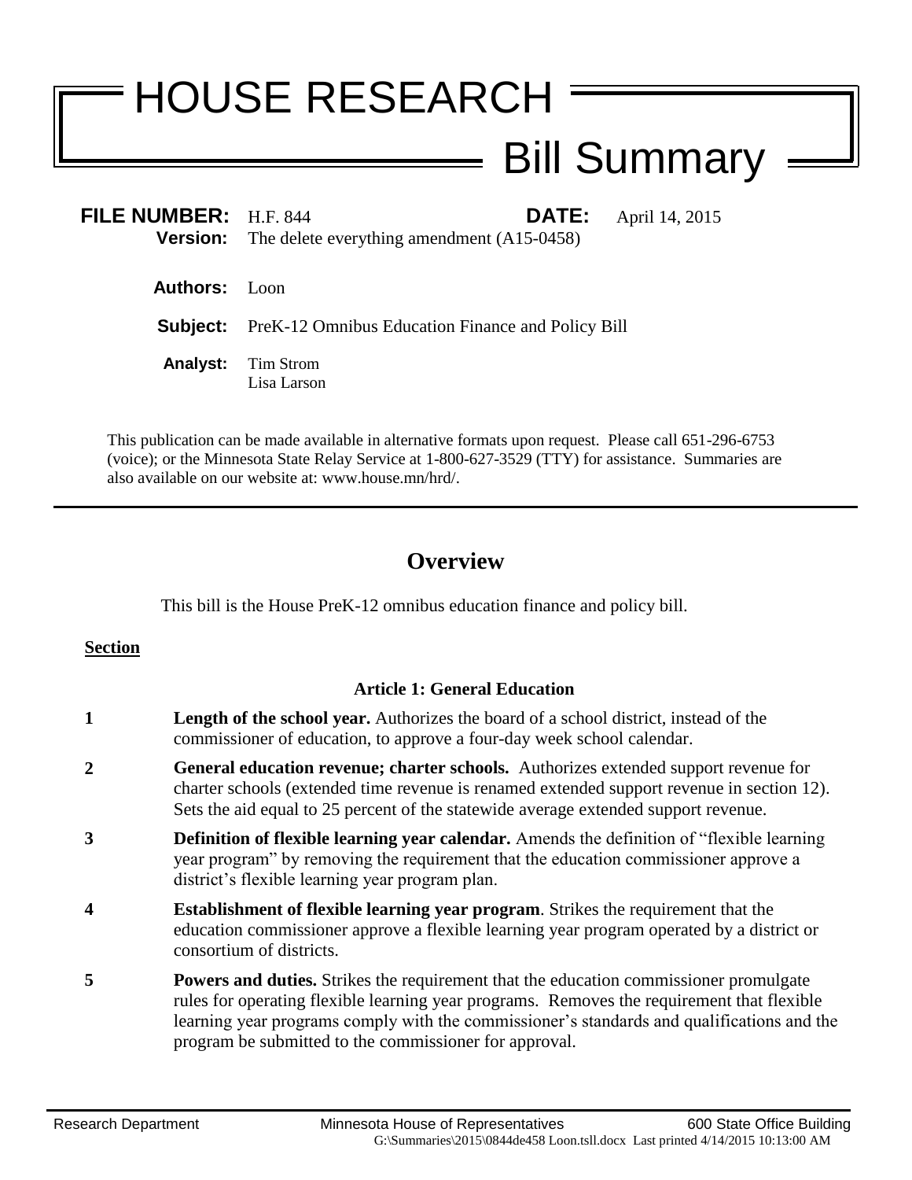# HOUSE RESEARCH

## Bill Summary

| | | | |
|---|---|---|---|
| **FILE NUMBER:** | H.F. 844 | **DATE:** | April 14, 2015 |
| **Version:** | The delete everything amendment (A15-0458) | | |
| **Authors:** | Loon | | |
| **Subject:** | PreK-12 Omnibus Education Finance and Policy Bill | | |
| **Analyst:** | Tim Strom<br>Lisa Larson | | |

This publication can be made available in alternative formats upon request. Please call 651-296-6753 (voice); or the Minnesota State Relay Service at 1-800-627-3529 (TTY) for assistance. Summaries are also available on our website at: www.house.mn/hrd/.

---

## Overview

This bill is the House PreK-12 omnibus education finance and policy bill.

**Section**

### Article 1: General Education

**1** **Length of the school year.** Authorizes the board of a school district, instead of the commissioner of education, to approve a four-day week school calendar.

**2** **General education revenue; charter schools.** Authorizes extended support revenue for charter schools (extended time revenue is renamed extended support revenue in section 12). Sets the aid equal to 25 percent of the statewide average extended support revenue.

**3** **Definition of flexible learning year calendar.** Amends the definition of "flexible learning year program" by removing the requirement that the education commissioner approve a district's flexible learning year program plan.

**4** **Establishment of flexible learning year program**. Strikes the requirement that the education commissioner approve a flexible learning year program operated by a district or consortium of districts.

**5** **Powers and duties.** Strikes the requirement that the education commissioner promulgate rules for operating flexible learning year programs. Removes the requirement that flexible learning year programs comply with the commissioner's standards and qualifications and the program be submitted to the commissioner for approval.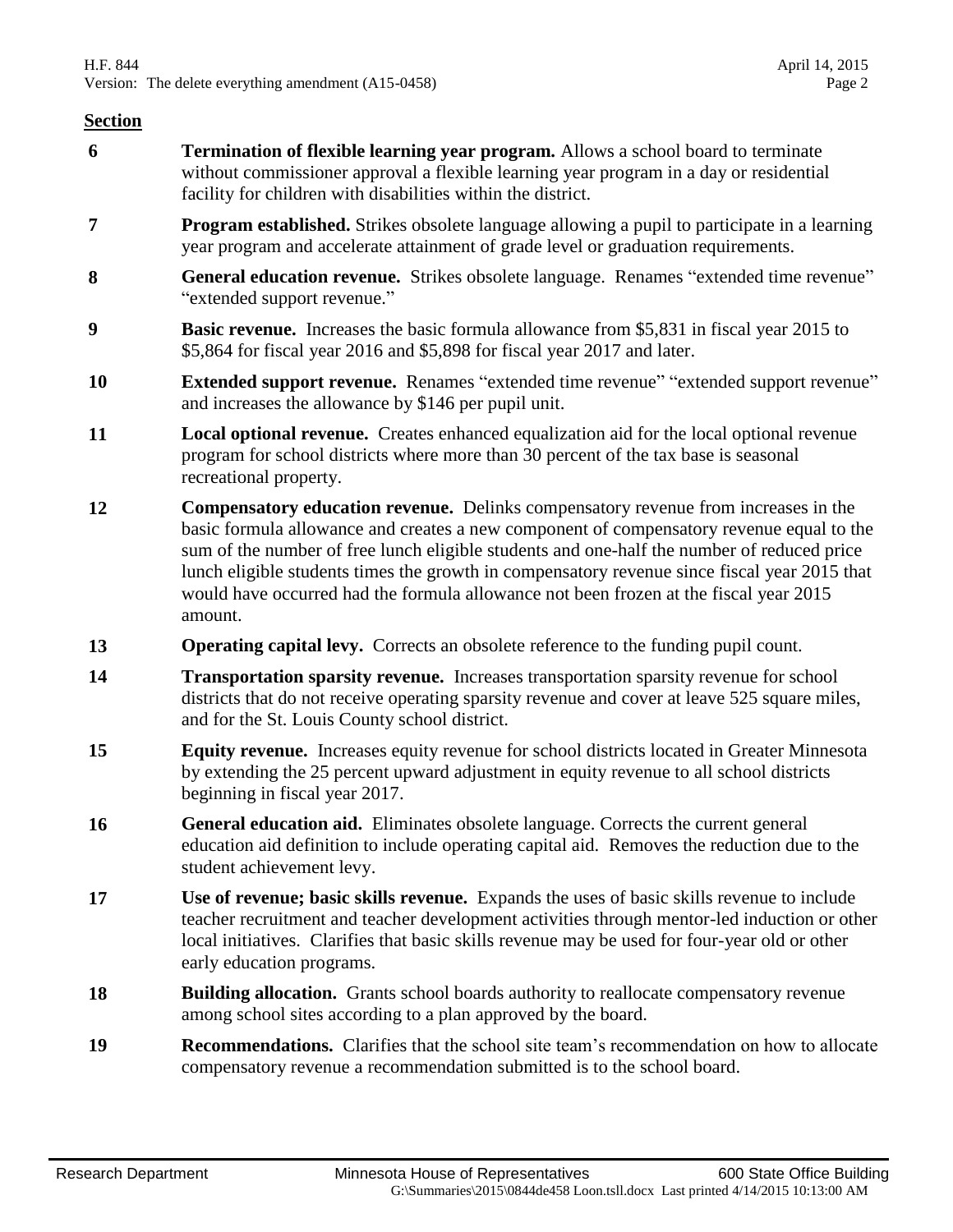**Section**

| | |
|---|---|
| **6** | **Termination of flexible learning year program.** Allows a school board to terminate without commissioner approval a flexible learning year program in a day or residential facility for children with disabilities within the district. |
| **7** | **Program established.** Strikes obsolete language allowing a pupil to participate in a learning year program and accelerate attainment of grade level or graduation requirements. |
| **8** | **General education revenue.** Strikes obsolete language. Renames "extended time revenue" "extended support revenue." |
| **9** | **Basic revenue.** Increases the basic formula allowance from $5,831 in fiscal year 2015 to $5,864 for fiscal year 2016 and $5,898 for fiscal year 2017 and later. |
| **10** | **Extended support revenue.** Renames "extended time revenue" "extended support revenue" and increases the allowance by $146 per pupil unit. |
| **11** | **Local optional revenue.** Creates enhanced equalization aid for the local optional revenue program for school districts where more than 30 percent of the tax base is seasonal recreational property. |
| **12** | **Compensatory education revenue.** Delinks compensatory revenue from increases in the basic formula allowance and creates a new component of compensatory revenue equal to the sum of the number of free lunch eligible students and one-half the number of reduced price lunch eligible students times the growth in compensatory revenue since fiscal year 2015 that would have occurred had the formula allowance not been frozen at the fiscal year 2015 amount. |
| **13** | **Operating capital levy.** Corrects an obsolete reference to the funding pupil count. |
| **14** | **Transportation sparsity revenue.** Increases transportation sparsity revenue for school districts that do not receive operating sparsity revenue and cover at leave 525 square miles, and for the St. Louis County school district. |
| **15** | **Equity revenue.** Increases equity revenue for school districts located in Greater Minnesota by extending the 25 percent upward adjustment in equity revenue to all school districts beginning in fiscal year 2017. |
| **16** | **General education aid.** Eliminates obsolete language. Corrects the current general education aid definition to include operating capital aid. Removes the reduction due to the student achievement levy. |
| **17** | **Use of revenue; basic skills revenue.** Expands the uses of basic skills revenue to include teacher recruitment and teacher development activities through mentor-led induction or other local initiatives. Clarifies that basic skills revenue may be used for four-year old or other early education programs. |
| **18** | **Building allocation.** Grants school boards authority to reallocate compensatory revenue among school sites according to a plan approved by the board. |
| **19** | **Recommendations.** Clarifies that the school site team's recommendation on how to allocate compensatory revenue a recommendation submitted is to the school board. |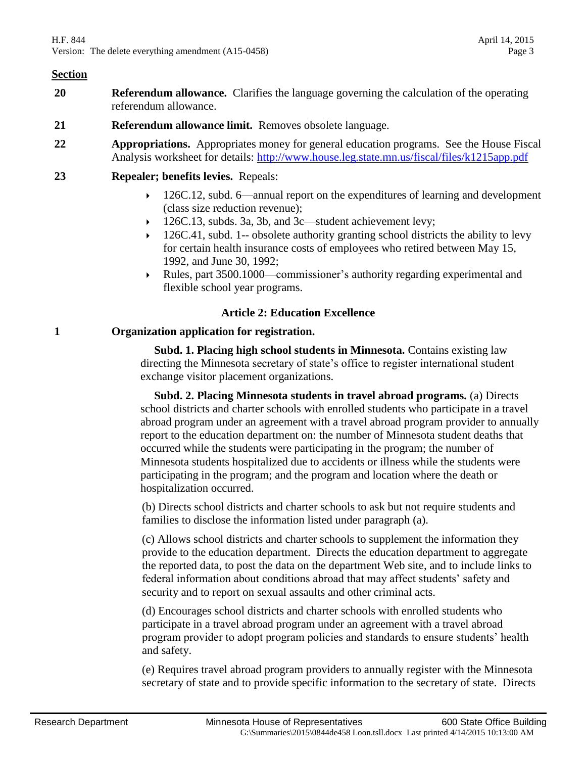**Section**

**20** **Referendum allowance.** Clarifies the language governing the calculation of the operating referendum allowance.

**21** **Referendum allowance limit.** Removes obsolete language.

**22** **Appropriations.** Appropriates money for general education programs. See the House Fiscal Analysis worksheet for details: http://www.house.leg.state.mn.us/fiscal/files/k1215app.pdf

**23** **Repealer; benefits levies.** Repeals:

- 126C.12, subd. 6—annual report on the expenditures of learning and development (class size reduction revenue);
- 126C.13, subds. 3a, 3b, and 3c—student achievement levy;
- 126C.41, subd. 1-- obsolete authority granting school districts the ability to levy for certain health insurance costs of employees who retired between May 15, 1992, and June 30, 1992;
- Rules, part 3500.1000—commissioner's authority regarding experimental and flexible school year programs.

## Article 2: Education Excellence

**1** **Organization application for registration.**

**Subd. 1. Placing high school students in Minnesota.** Contains existing law directing the Minnesota secretary of state's office to register international student exchange visitor placement organizations.

**Subd. 2. Placing Minnesota students in travel abroad programs.** (a) Directs school districts and charter schools with enrolled students who participate in a travel abroad program under an agreement with a travel abroad program provider to annually report to the education department on: the number of Minnesota student deaths that occurred while the students were participating in the program; the number of Minnesota students hospitalized due to accidents or illness while the students were participating in the program; and the program and location where the death or hospitalization occurred.

(b) Directs school districts and charter schools to ask but not require students and families to disclose the information listed under paragraph (a).

(c) Allows school districts and charter schools to supplement the information they provide to the education department. Directs the education department to aggregate the reported data, to post the data on the department Web site, and to include links to federal information about conditions abroad that may affect students' safety and security and to report on sexual assaults and other criminal acts.

(d) Encourages school districts and charter schools with enrolled students who participate in a travel abroad program under an agreement with a travel abroad program provider to adopt program policies and standards to ensure students' health and safety.

(e) Requires travel abroad program providers to annually register with the Minnesota secretary of state and to provide specific information to the secretary of state. Directs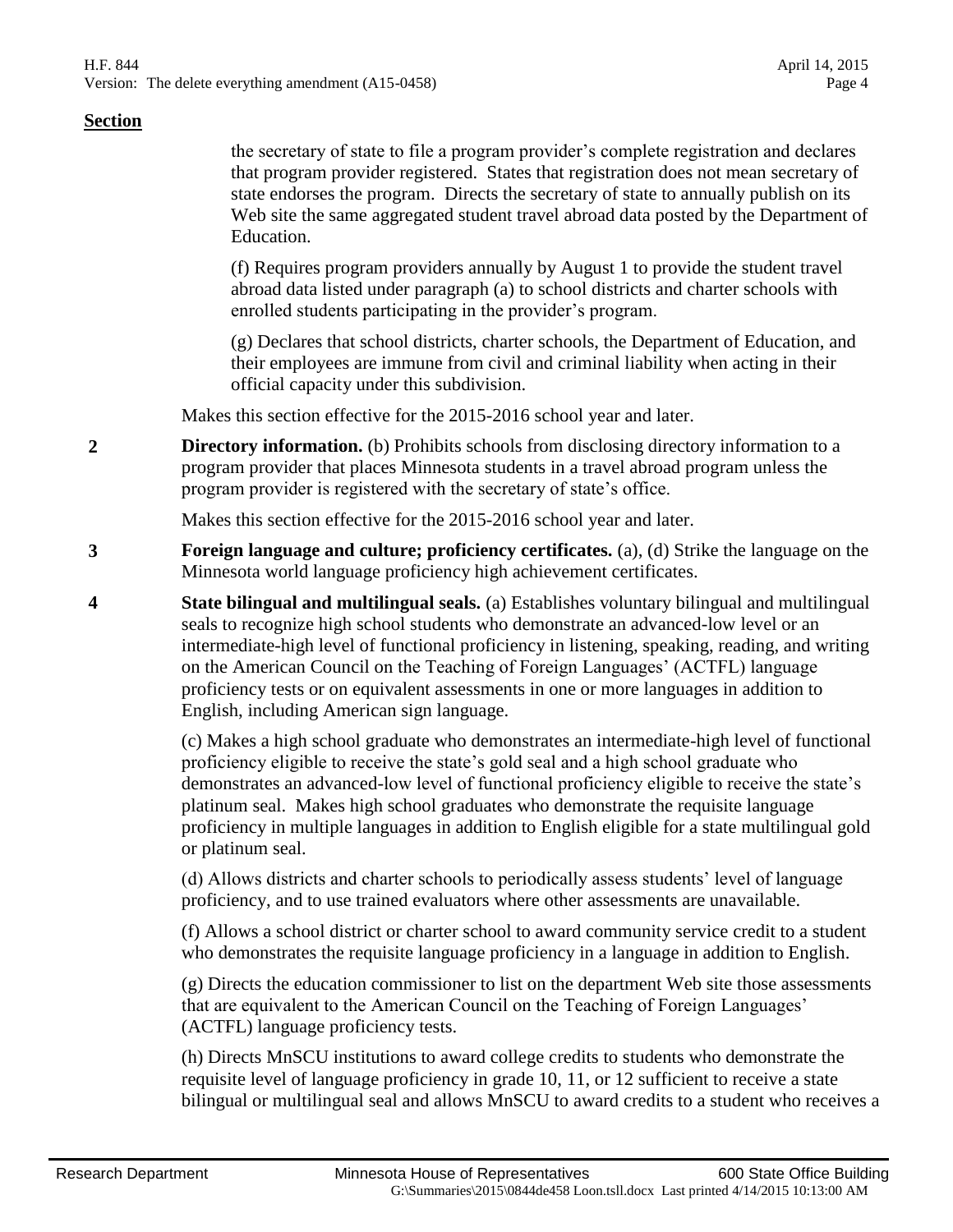**Section**

the secretary of state to file a program provider's complete registration and declares that program provider registered. States that registration does not mean secretary of state endorses the program. Directs the secretary of state to annually publish on its Web site the same aggregated student travel abroad data posted by the Department of Education.

(f) Requires program providers annually by August 1 to provide the student travel abroad data listed under paragraph (a) to school districts and charter schools with enrolled students participating in the provider's program.

(g) Declares that school districts, charter schools, the Department of Education, and their employees are immune from civil and criminal liability when acting in their official capacity under this subdivision.

Makes this section effective for the 2015-2016 school year and later.

**2** **Directory information.** (b) Prohibits schools from disclosing directory information to a program provider that places Minnesota students in a travel abroad program unless the program provider is registered with the secretary of state's office.

Makes this section effective for the 2015-2016 school year and later.

**3** **Foreign language and culture; proficiency certificates.** (a), (d) Strike the language on the Minnesota world language proficiency high achievement certificates.

**4** **State bilingual and multilingual seals.** (a) Establishes voluntary bilingual and multilingual seals to recognize high school students who demonstrate an advanced-low level or an intermediate-high level of functional proficiency in listening, speaking, reading, and writing on the American Council on the Teaching of Foreign Languages' (ACTFL) language proficiency tests or on equivalent assessments in one or more languages in addition to English, including American sign language.

(c) Makes a high school graduate who demonstrates an intermediate-high level of functional proficiency eligible to receive the state's gold seal and a high school graduate who demonstrates an advanced-low level of functional proficiency eligible to receive the state's platinum seal. Makes high school graduates who demonstrate the requisite language proficiency in multiple languages in addition to English eligible for a state multilingual gold or platinum seal.

(d) Allows districts and charter schools to periodically assess students' level of language proficiency, and to use trained evaluators where other assessments are unavailable.

(f) Allows a school district or charter school to award community service credit to a student who demonstrates the requisite language proficiency in a language in addition to English.

(g) Directs the education commissioner to list on the department Web site those assessments that are equivalent to the American Council on the Teaching of Foreign Languages' (ACTFL) language proficiency tests.

(h) Directs MnSCU institutions to award college credits to students who demonstrate the requisite level of language proficiency in grade 10, 11, or 12 sufficient to receive a state bilingual or multilingual seal and allows MnSCU to award credits to a student who receives a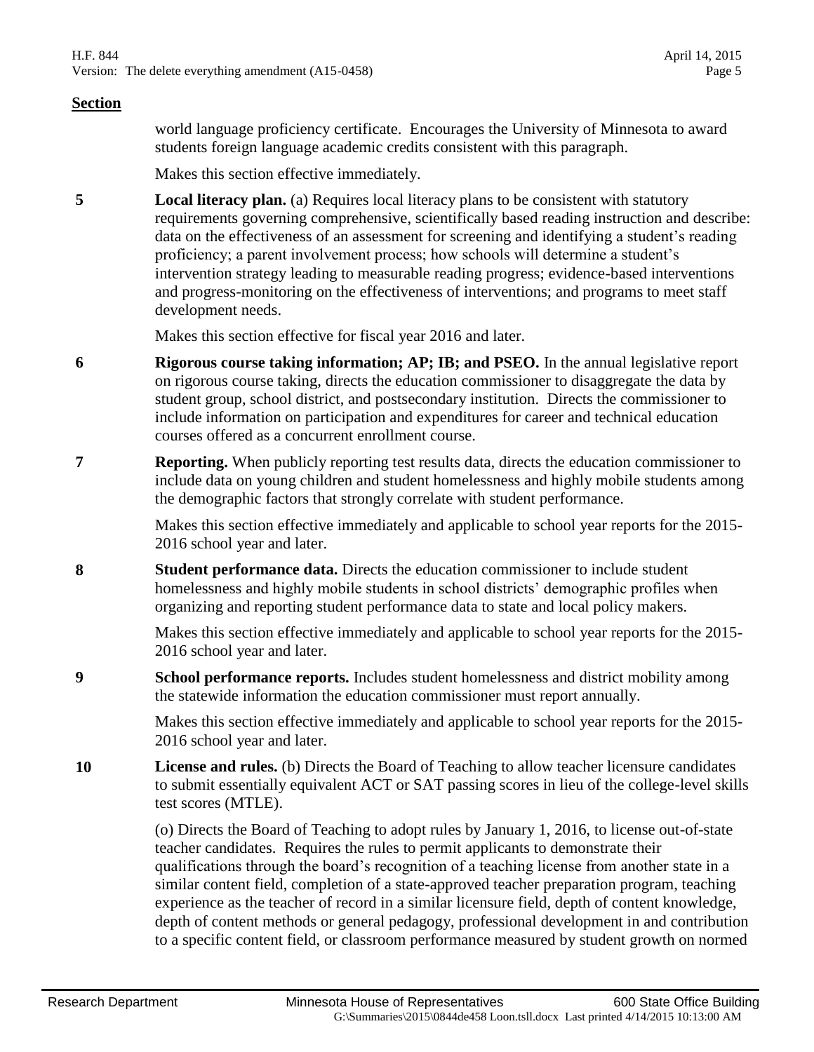**Section**

world language proficiency certificate. Encourages the University of Minnesota to award students foreign language academic credits consistent with this paragraph.

Makes this section effective immediately.

**5** **Local literacy plan.** (a) Requires local literacy plans to be consistent with statutory requirements governing comprehensive, scientifically based reading instruction and describe: data on the effectiveness of an assessment for screening and identifying a student's reading proficiency; a parent involvement process; how schools will determine a student's intervention strategy leading to measurable reading progress; evidence-based interventions and progress-monitoring on the effectiveness of interventions; and programs to meet staff development needs.

Makes this section effective for fiscal year 2016 and later.

**6** **Rigorous course taking information; AP; IB; and PSEO.** In the annual legislative report on rigorous course taking, directs the education commissioner to disaggregate the data by student group, school district, and postsecondary institution. Directs the commissioner to include information on participation and expenditures for career and technical education courses offered as a concurrent enrollment course.

**7** **Reporting.** When publicly reporting test results data, directs the education commissioner to include data on young children and student homelessness and highly mobile students among the demographic factors that strongly correlate with student performance.

Makes this section effective immediately and applicable to school year reports for the 2015-2016 school year and later.

**8** **Student performance data.** Directs the education commissioner to include student homelessness and highly mobile students in school districts' demographic profiles when organizing and reporting student performance data to state and local policy makers.

Makes this section effective immediately and applicable to school year reports for the 2015-2016 school year and later.

**9** **School performance reports.** Includes student homelessness and district mobility among the statewide information the education commissioner must report annually.

Makes this section effective immediately and applicable to school year reports for the 2015-2016 school year and later.

**10** **License and rules.** (b) Directs the Board of Teaching to allow teacher licensure candidates to submit essentially equivalent ACT or SAT passing scores in lieu of the college-level skills test scores (MTLE).

(o) Directs the Board of Teaching to adopt rules by January 1, 2016, to license out-of-state teacher candidates. Requires the rules to permit applicants to demonstrate their qualifications through the board's recognition of a teaching license from another state in a similar content field, completion of a state-approved teacher preparation program, teaching experience as the teacher of record in a similar licensure field, depth of content knowledge, depth of content methods or general pedagogy, professional development in and contribution to a specific content field, or classroom performance measured by student growth on normed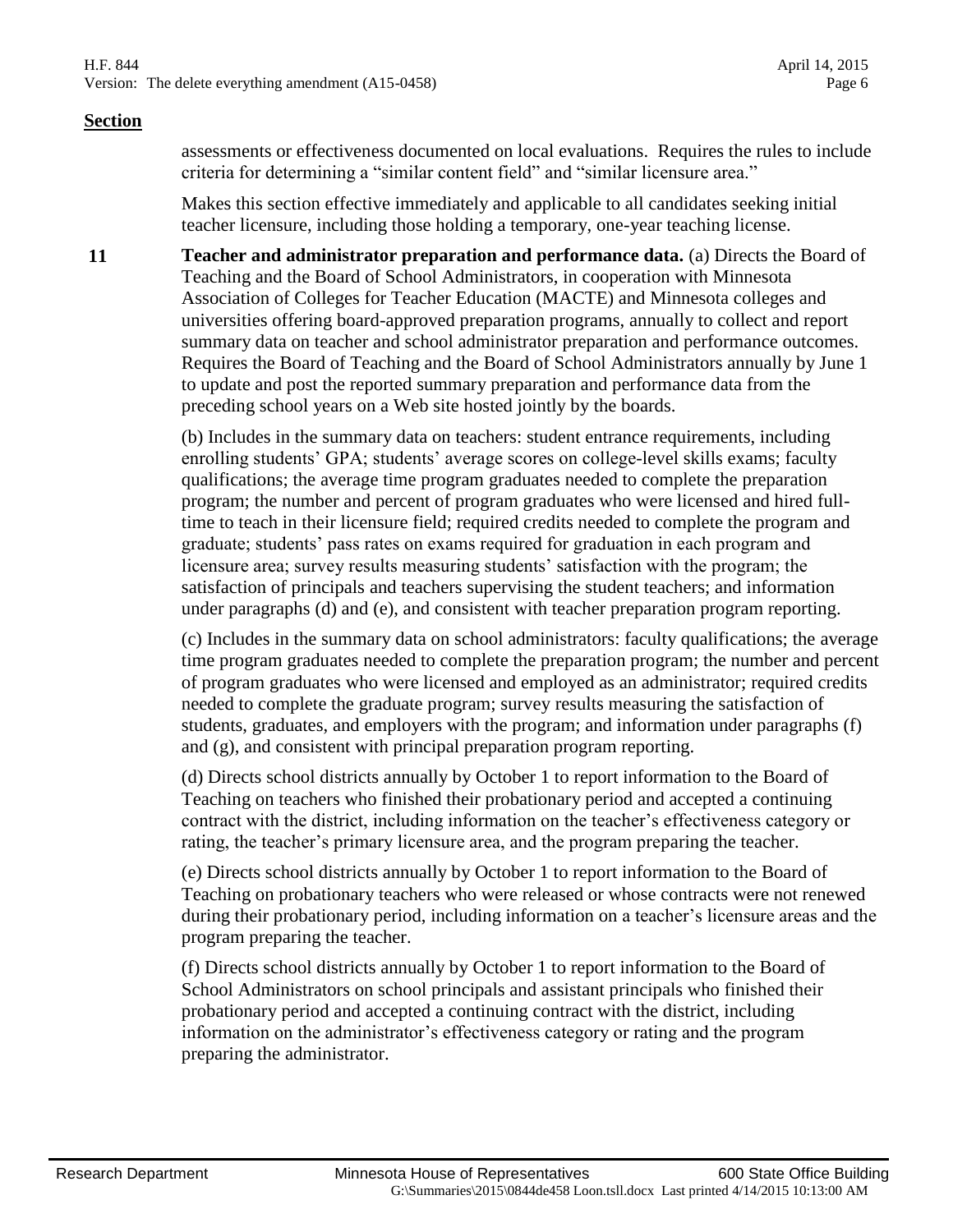**Section**

assessments or effectiveness documented on local evaluations. Requires the rules to include criteria for determining a "similar content field" and "similar licensure area."

Makes this section effective immediately and applicable to all candidates seeking initial teacher licensure, including those holding a temporary, one-year teaching license.

**11** **Teacher and administrator preparation and performance data.** (a) Directs the Board of Teaching and the Board of School Administrators, in cooperation with Minnesota Association of Colleges for Teacher Education (MACTE) and Minnesota colleges and universities offering board-approved preparation programs, annually to collect and report summary data on teacher and school administrator preparation and performance outcomes. Requires the Board of Teaching and the Board of School Administrators annually by June 1 to update and post the reported summary preparation and performance data from the preceding school years on a Web site hosted jointly by the boards.

(b) Includes in the summary data on teachers: student entrance requirements, including enrolling students' GPA; students' average scores on college-level skills exams; faculty qualifications; the average time program graduates needed to complete the preparation program; the number and percent of program graduates who were licensed and hired full-time to teach in their licensure field; required credits needed to complete the program and graduate; students' pass rates on exams required for graduation in each program and licensure area; survey results measuring students' satisfaction with the program; the satisfaction of principals and teachers supervising the student teachers; and information under paragraphs (d) and (e), and consistent with teacher preparation program reporting.

(c) Includes in the summary data on school administrators: faculty qualifications; the average time program graduates needed to complete the preparation program; the number and percent of program graduates who were licensed and employed as an administrator; required credits needed to complete the graduate program; survey results measuring the satisfaction of students, graduates, and employers with the program; and information under paragraphs (f) and (g), and consistent with principal preparation program reporting.

(d) Directs school districts annually by October 1 to report information to the Board of Teaching on teachers who finished their probationary period and accepted a continuing contract with the district, including information on the teacher's effectiveness category or rating, the teacher's primary licensure area, and the program preparing the teacher.

(e) Directs school districts annually by October 1 to report information to the Board of Teaching on probationary teachers who were released or whose contracts were not renewed during their probationary period, including information on a teacher's licensure areas and the program preparing the teacher.

(f) Directs school districts annually by October 1 to report information to the Board of School Administrators on school principals and assistant principals who finished their probationary period and accepted a continuing contract with the district, including information on the administrator's effectiveness category or rating and the program preparing the administrator.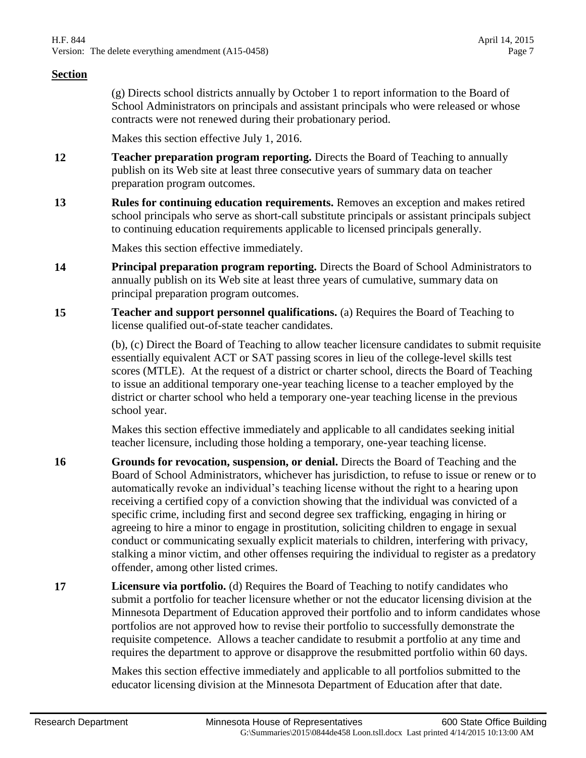**Section**

(g) Directs school districts annually by October 1 to report information to the Board of School Administrators on principals and assistant principals who were released or whose contracts were not renewed during their probationary period.

Makes this section effective July 1, 2016.

**12** **Teacher preparation program reporting.** Directs the Board of Teaching to annually publish on its Web site at least three consecutive years of summary data on teacher preparation program outcomes.

**13** **Rules for continuing education requirements.** Removes an exception and makes retired school principals who serve as short-call substitute principals or assistant principals subject to continuing education requirements applicable to licensed principals generally.

Makes this section effective immediately.

**14** **Principal preparation program reporting.** Directs the Board of School Administrators to annually publish on its Web site at least three years of cumulative, summary data on principal preparation program outcomes.

**15** **Teacher and support personnel qualifications.** (a) Requires the Board of Teaching to license qualified out-of-state teacher candidates.

(b), (c) Direct the Board of Teaching to allow teacher licensure candidates to submit requisite essentially equivalent ACT or SAT passing scores in lieu of the college-level skills test scores (MTLE). At the request of a district or charter school, directs the Board of Teaching to issue an additional temporary one-year teaching license to a teacher employed by the district or charter school who held a temporary one-year teaching license in the previous school year.

Makes this section effective immediately and applicable to all candidates seeking initial teacher licensure, including those holding a temporary, one-year teaching license.

**16** **Grounds for revocation, suspension, or denial.** Directs the Board of Teaching and the Board of School Administrators, whichever has jurisdiction, to refuse to issue or renew or to automatically revoke an individual's teaching license without the right to a hearing upon receiving a certified copy of a conviction showing that the individual was convicted of a specific crime, including first and second degree sex trafficking, engaging in hiring or agreeing to hire a minor to engage in prostitution, soliciting children to engage in sexual conduct or communicating sexually explicit materials to children, interfering with privacy, stalking a minor victim, and other offenses requiring the individual to register as a predatory offender, among other listed crimes.

**17** **Licensure via portfolio.** (d) Requires the Board of Teaching to notify candidates who submit a portfolio for teacher licensure whether or not the educator licensing division at the Minnesota Department of Education approved their portfolio and to inform candidates whose portfolios are not approved how to revise their portfolio to successfully demonstrate the requisite competence. Allows a teacher candidate to resubmit a portfolio at any time and requires the department to approve or disapprove the resubmitted portfolio within 60 days.

Makes this section effective immediately and applicable to all portfolios submitted to the educator licensing division at the Minnesota Department of Education after that date.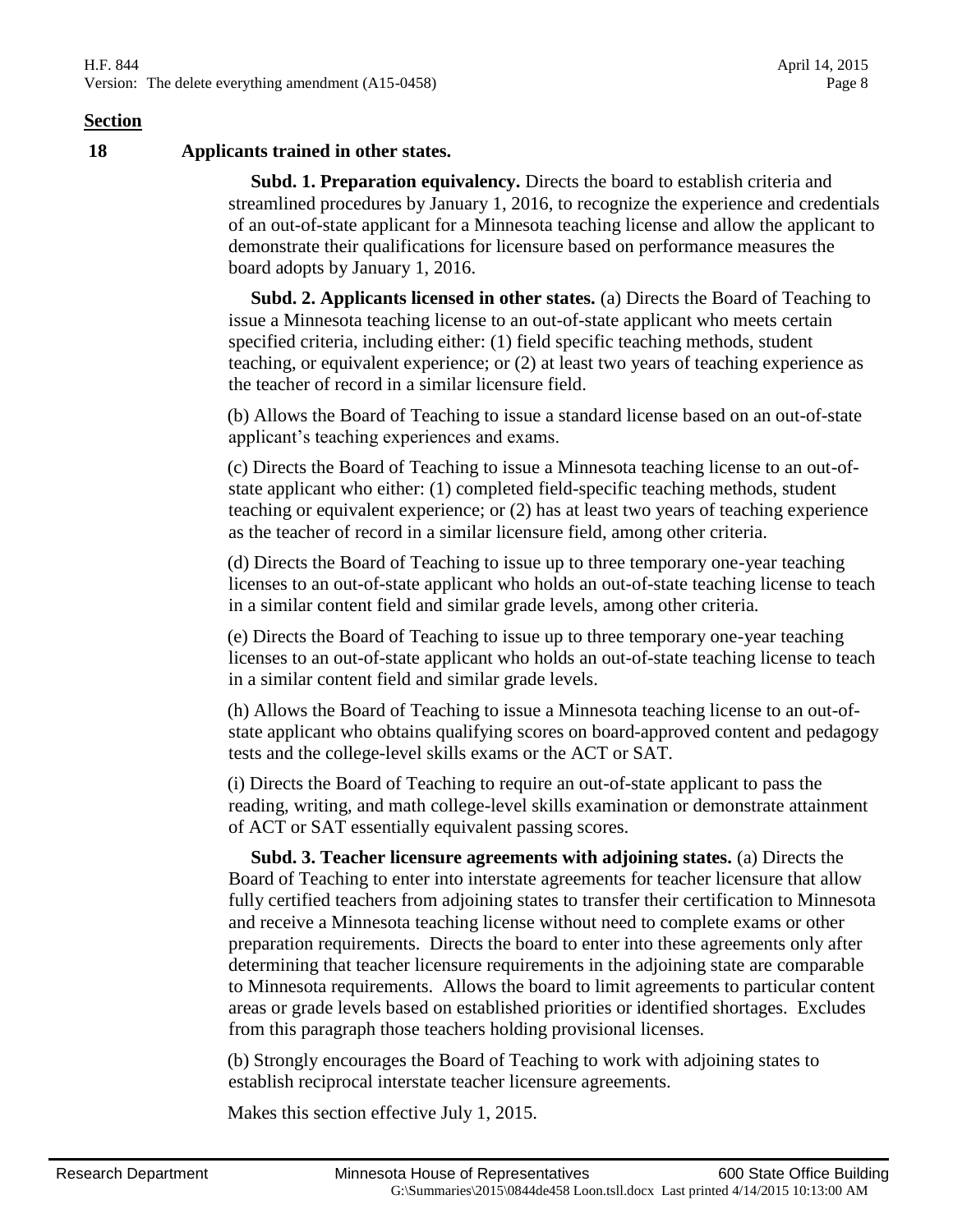**Section**

**18 Applicants trained in other states.**

**Subd. 1. Preparation equivalency.** Directs the board to establish criteria and streamlined procedures by January 1, 2016, to recognize the experience and credentials of an out-of-state applicant for a Minnesota teaching license and allow the applicant to demonstrate their qualifications for licensure based on performance measures the board adopts by January 1, 2016.

**Subd. 2. Applicants licensed in other states.** (a) Directs the Board of Teaching to issue a Minnesota teaching license to an out-of-state applicant who meets certain specified criteria, including either: (1) field specific teaching methods, student teaching, or equivalent experience; or (2) at least two years of teaching experience as the teacher of record in a similar licensure field.

(b) Allows the Board of Teaching to issue a standard license based on an out-of-state applicant's teaching experiences and exams.

(c) Directs the Board of Teaching to issue a Minnesota teaching license to an out-of-state applicant who either: (1) completed field-specific teaching methods, student teaching or equivalent experience; or (2) has at least two years of teaching experience as the teacher of record in a similar licensure field, among other criteria.

(d) Directs the Board of Teaching to issue up to three temporary one-year teaching licenses to an out-of-state applicant who holds an out-of-state teaching license to teach in a similar content field and similar grade levels, among other criteria.

(e) Directs the Board of Teaching to issue up to three temporary one-year teaching licenses to an out-of-state applicant who holds an out-of-state teaching license to teach in a similar content field and similar grade levels.

(h) Allows the Board of Teaching to issue a Minnesota teaching license to an out-of-state applicant who obtains qualifying scores on board-approved content and pedagogy tests and the college-level skills exams or the ACT or SAT.

(i) Directs the Board of Teaching to require an out-of-state applicant to pass the reading, writing, and math college-level skills examination or demonstrate attainment of ACT or SAT essentially equivalent passing scores.

**Subd. 3. Teacher licensure agreements with adjoining states.** (a) Directs the Board of Teaching to enter into interstate agreements for teacher licensure that allow fully certified teachers from adjoining states to transfer their certification to Minnesota and receive a Minnesota teaching license without need to complete exams or other preparation requirements. Directs the board to enter into these agreements only after determining that teacher licensure requirements in the adjoining state are comparable to Minnesota requirements. Allows the board to limit agreements to particular content areas or grade levels based on established priorities or identified shortages. Excludes from this paragraph those teachers holding provisional licenses.

(b) Strongly encourages the Board of Teaching to work with adjoining states to establish reciprocal interstate teacher licensure agreements.

Makes this section effective July 1, 2015.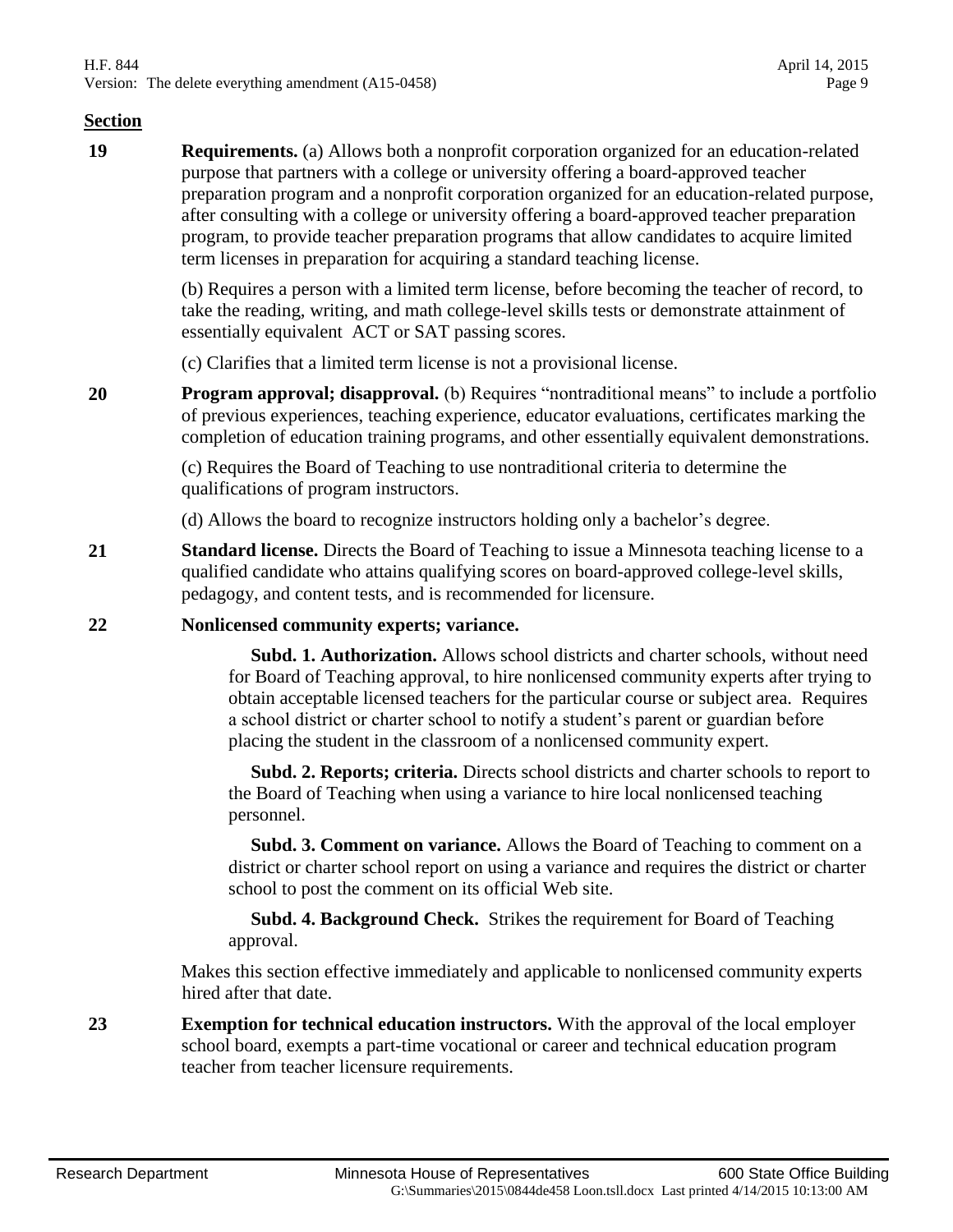**Section**

**19** **Requirements.** (a) Allows both a nonprofit corporation organized for an education-related purpose that partners with a college or university offering a board-approved teacher preparation program and a nonprofit corporation organized for an education-related purpose, after consulting with a college or university offering a board-approved teacher preparation program, to provide teacher preparation programs that allow candidates to acquire limited term licenses in preparation for acquiring a standard teaching license.

(b) Requires a person with a limited term license, before becoming the teacher of record, to take the reading, writing, and math college-level skills tests or demonstrate attainment of essentially equivalent ACT or SAT passing scores.

(c) Clarifies that a limited term license is not a provisional license.

**20** **Program approval; disapproval.** (b) Requires "nontraditional means" to include a portfolio of previous experiences, teaching experience, educator evaluations, certificates marking the completion of education training programs, and other essentially equivalent demonstrations.

(c) Requires the Board of Teaching to use nontraditional criteria to determine the qualifications of program instructors.

(d) Allows the board to recognize instructors holding only a bachelor's degree.

**21** **Standard license.** Directs the Board of Teaching to issue a Minnesota teaching license to a qualified candidate who attains qualifying scores on board-approved college-level skills, pedagogy, and content tests, and is recommended for licensure.

**22** **Nonlicensed community experts; variance.**

**Subd. 1. Authorization.** Allows school districts and charter schools, without need for Board of Teaching approval, to hire nonlicensed community experts after trying to obtain acceptable licensed teachers for the particular course or subject area. Requires a school district or charter school to notify a student's parent or guardian before placing the student in the classroom of a nonlicensed community expert.

**Subd. 2. Reports; criteria.** Directs school districts and charter schools to report to the Board of Teaching when using a variance to hire local nonlicensed teaching personnel.

**Subd. 3. Comment on variance.** Allows the Board of Teaching to comment on a district or charter school report on using a variance and requires the district or charter school to post the comment on its official Web site.

**Subd. 4. Background Check.** Strikes the requirement for Board of Teaching approval.

Makes this section effective immediately and applicable to nonlicensed community experts hired after that date.

**23** **Exemption for technical education instructors.** With the approval of the local employer school board, exempts a part-time vocational or career and technical education program teacher from teacher licensure requirements.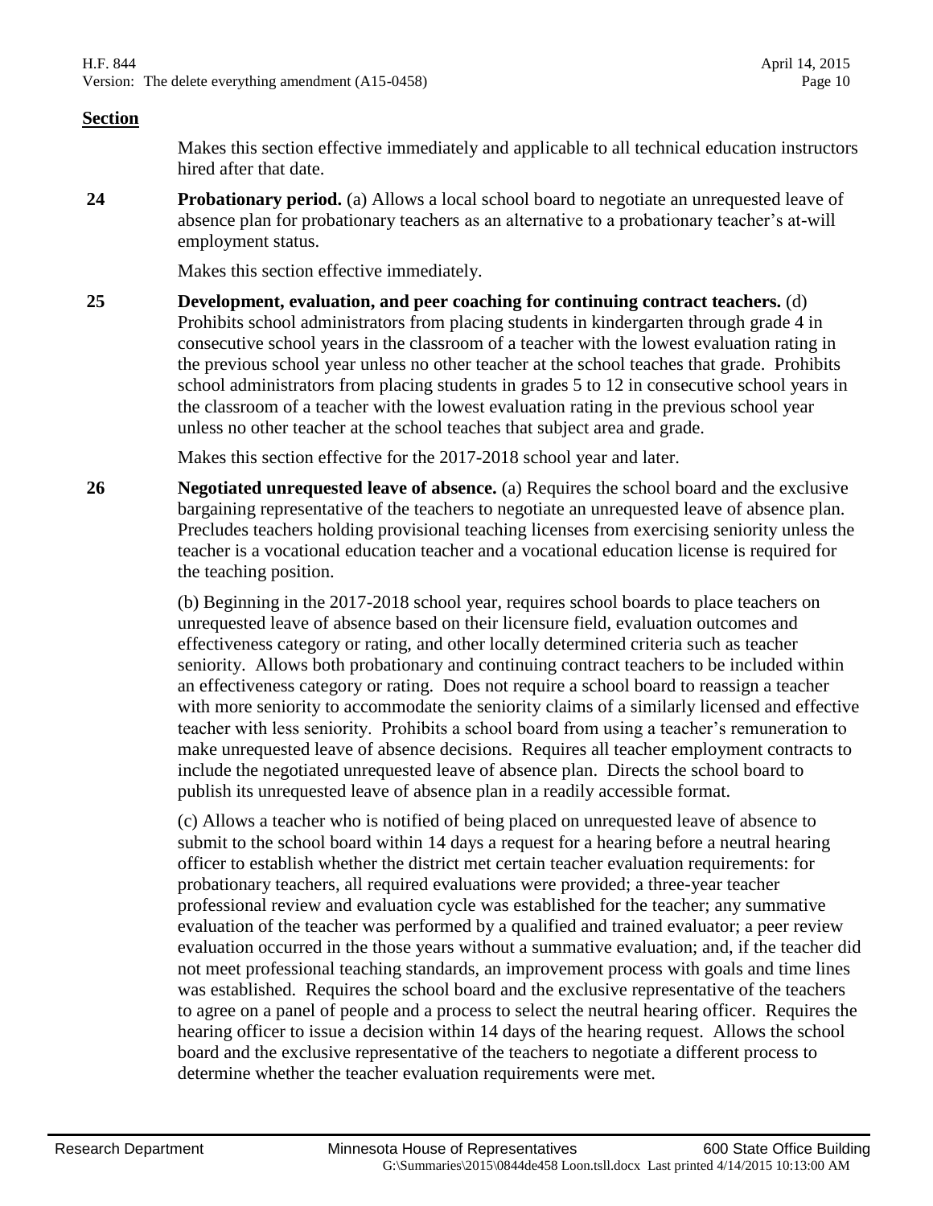**Section**

Makes this section effective immediately and applicable to all technical education instructors hired after that date.

**24** **Probationary period.** (a) Allows a local school board to negotiate an unrequested leave of absence plan for probationary teachers as an alternative to a probationary teacher's at-will employment status.

Makes this section effective immediately.

**25** **Development, evaluation, and peer coaching for continuing contract teachers.** (d) Prohibits school administrators from placing students in kindergarten through grade 4 in consecutive school years in the classroom of a teacher with the lowest evaluation rating in the previous school year unless no other teacher at the school teaches that grade. Prohibits school administrators from placing students in grades 5 to 12 in consecutive school years in the classroom of a teacher with the lowest evaluation rating in the previous school year unless no other teacher at the school teaches that subject area and grade.

Makes this section effective for the 2017-2018 school year and later.

**26** **Negotiated unrequested leave of absence.** (a) Requires the school board and the exclusive bargaining representative of the teachers to negotiate an unrequested leave of absence plan. Precludes teachers holding provisional teaching licenses from exercising seniority unless the teacher is a vocational education teacher and a vocational education license is required for the teaching position.

(b) Beginning in the 2017-2018 school year, requires school boards to place teachers on unrequested leave of absence based on their licensure field, evaluation outcomes and effectiveness category or rating, and other locally determined criteria such as teacher seniority. Allows both probationary and continuing contract teachers to be included within an effectiveness category or rating. Does not require a school board to reassign a teacher with more seniority to accommodate the seniority claims of a similarly licensed and effective teacher with less seniority. Prohibits a school board from using a teacher's remuneration to make unrequested leave of absence decisions. Requires all teacher employment contracts to include the negotiated unrequested leave of absence plan. Directs the school board to publish its unrequested leave of absence plan in a readily accessible format.

(c) Allows a teacher who is notified of being placed on unrequested leave of absence to submit to the school board within 14 days a request for a hearing before a neutral hearing officer to establish whether the district met certain teacher evaluation requirements: for probationary teachers, all required evaluations was provided; a three-year teacher professional review and evaluation cycle was established for the teacher; any summative evaluation of the teacher was performed by a qualified and trained evaluator; a peer review evaluation occurred in the those years without a summative evaluation; and, if the teacher did not meet professional teaching standards, an improvement process with goals and time lines was established. Requires the school board and the exclusive representative of the teachers to agree on a panel of people and a process to select the neutral hearing officer. Requires the hearing officer to issue a decision within 14 days of the hearing request. Allows the school board and the exclusive representative of the teachers to negotiate a different process to determine whether the teacher evaluation requirements were met.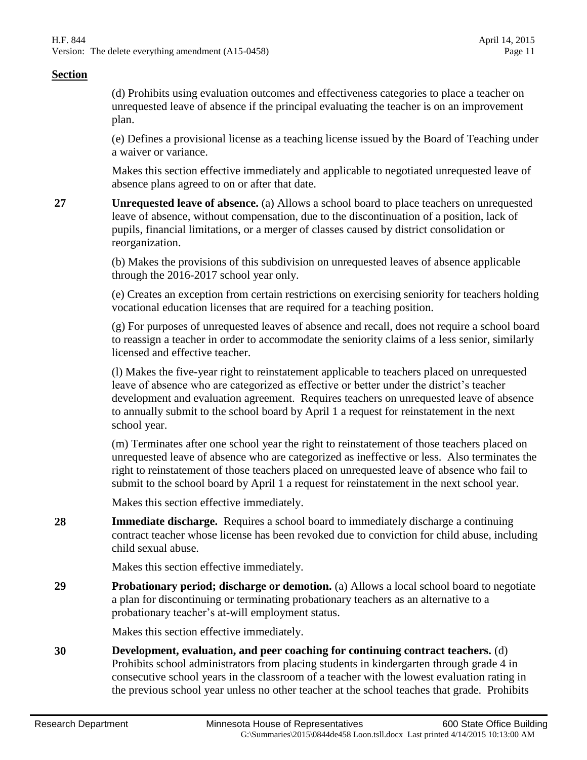**Section**

(d) Prohibits using evaluation outcomes and effectiveness categories to place a teacher on unrequested leave of absence if the principal evaluating the teacher is on an improvement plan.

(e) Defines a provisional license as a teaching license issued by the Board of Teaching under a waiver or variance.

Makes this section effective immediately and applicable to negotiated unrequested leave of absence plans agreed to on or after that date.

**27** **Unrequested leave of absence.** (a) Allows a school board to place teachers on unrequested leave of absence, without compensation, due to the discontinuation of a position, lack of pupils, financial limitations, or a merger of classes caused by district consolidation or reorganization.

(b) Makes the provisions of this subdivision on unrequested leaves of absence applicable through the 2016-2017 school year only.

(e) Creates an exception from certain restrictions on exercising seniority for teachers holding vocational education licenses that are required for a teaching position.

(g) For purposes of unrequested leaves of absence and recall, does not require a school board to reassign a teacher in order to accommodate the seniority claims of a less senior, similarly licensed and effective teacher.

(l) Makes the five-year right to reinstatement applicable to teachers placed on unrequested leave of absence who are categorized as effective or better under the district's teacher development and evaluation agreement. Requires teachers on unrequested leave of absence to annually submit to the school board by April 1 a request for reinstatement in the next school year.

(m) Terminates after one school year the right to reinstatement of those teachers placed on unrequested leave of absence who are categorized as ineffective or less. Also terminates the right to reinstatement of those teachers placed on unrequested leave of absence who fail to submit to the school board by April 1 a request for reinstatement in the next school year.

Makes this section effective immediately.

**28** **Immediate discharge.** Requires a school board to immediately discharge a continuing contract teacher whose license has been revoked due to conviction for child abuse, including child sexual abuse.

Makes this section effective immediately.

**29** **Probationary period; discharge or demotion.** (a) Allows a local school board to negotiate a plan for discontinuing or terminating probationary teachers as an alternative to a probationary teacher's at-will employment status.

Makes this section effective immediately.

**30** **Development, evaluation, and peer coaching for continuing contract teachers.** (d) Prohibits school administrators from placing students in kindergarten through grade 4 in consecutive school years in the classroom of a teacher with the lowest evaluation rating in the previous school year unless no other teacher at the school teaches that grade. Prohibits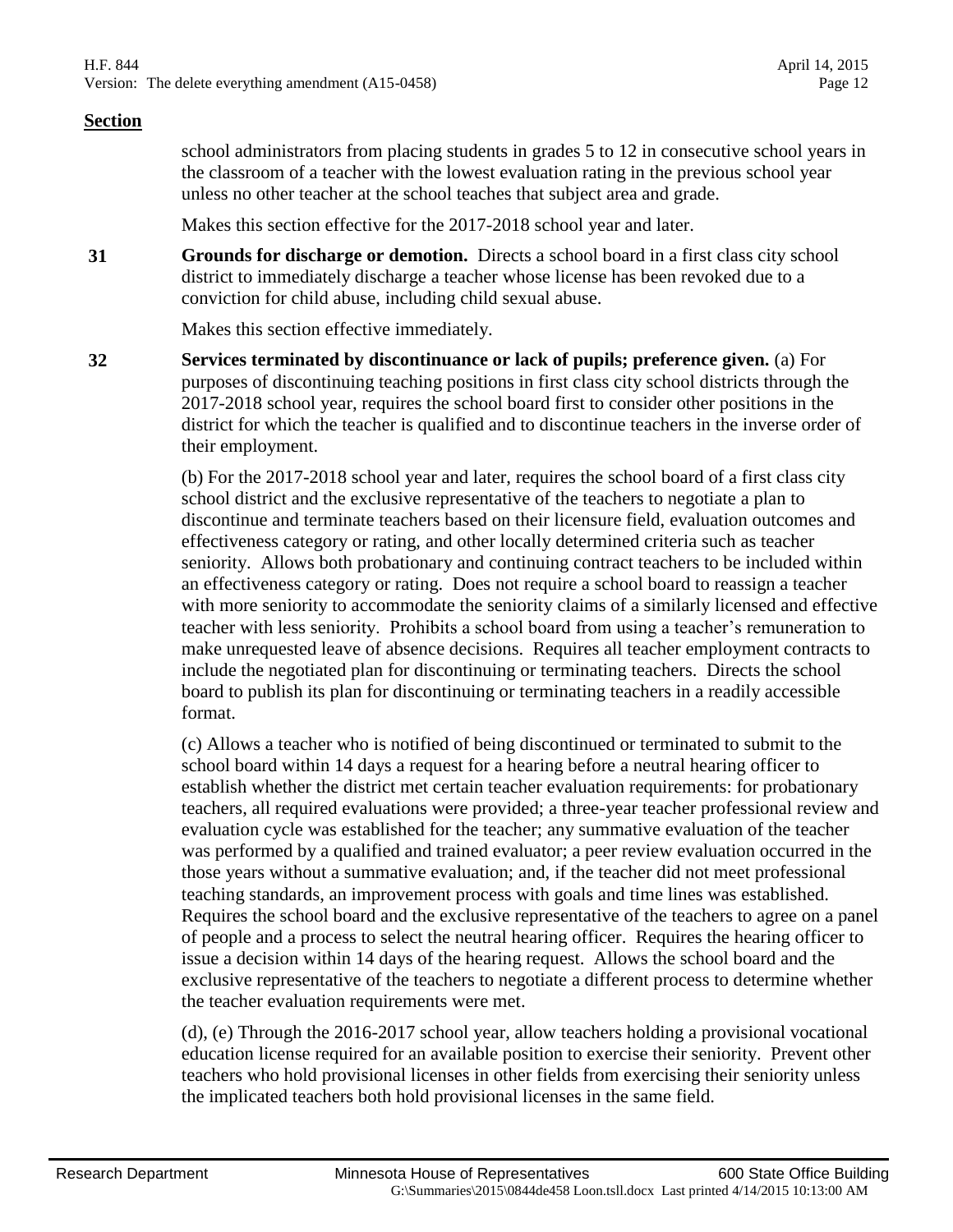**Section**

school administrators from placing students in grades 5 to 12 in consecutive school years in the classroom of a teacher with the lowest evaluation rating in the previous school year unless no other teacher at the school teaches that subject area and grade.

Makes this section effective for the 2017-2018 school year and later.

**31** **Grounds for discharge or demotion.** Directs a school board in a first class city school district to immediately discharge a teacher whose license has been revoked due to a conviction for child abuse, including child sexual abuse.

Makes this section effective immediately.

**32** **Services terminated by discontinuance or lack of pupils; preference given.** (a) For purposes of discontinuing teaching positions in first class city school districts through the 2017-2018 school year, requires the school board first to consider other positions in the district for which the teacher is qualified and to discontinue teachers in the inverse order of their employment.

(b) For the 2017-2018 school year and later, requires the school board of a first class city school district and the exclusive representative of the teachers to negotiate a plan to discontinue and terminate teachers based on their licensure field, evaluation outcomes and effectiveness category or rating, and other locally determined criteria such as teacher seniority. Allows both probationary and continuing contract teachers to be included within an effectiveness category or rating. Does not require a school board to reassign a teacher with more seniority to accommodate the seniority claims of a similarly licensed and effective teacher with less seniority. Prohibits a school board from using a teacher's remuneration to make unrequested leave of absence decisions. Requires all teacher employment contracts to include the negotiated plan for discontinuing or terminating teachers. Directs the school board to publish its plan for discontinuing or terminating teachers in a readily accessible format.

(c) Allows a teacher who is notified of being discontinued or terminated to submit to the school board within 14 days a request for a hearing before a neutral hearing officer to establish whether the district met certain teacher evaluation requirements: for probationary teachers, all required evaluations were provided; a three-year teacher professional review and evaluation cycle was established for the teacher; any summative evaluation of the teacher was performed by a qualified and trained evaluator; a peer review evaluation occurred in the those years without a summative evaluation; and, if the teacher did not meet professional teaching standards, an improvement process with goals and time lines was established. Requires the school board and the exclusive representative of the teachers to agree on a panel of people and a process to select the neutral hearing officer. Requires the hearing officer to issue a decision within 14 days of the hearing request. Allows the school board and the exclusive representative of the teachers to negotiate a different process to determine whether the teacher evaluation requirements were met.

(d), (e) Through the 2016-2017 school year, allow teachers holding a provisional vocational education license required for an available position to exercise their seniority. Prevent other teachers who hold provisional licenses in other fields from exercising their seniority unless the implicated teachers both hold provisional licenses in the same field.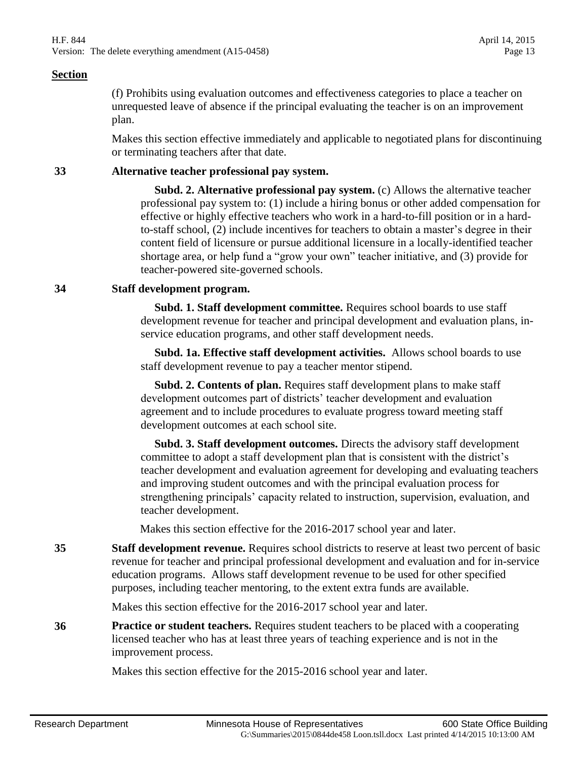**Section**

(f) Prohibits using evaluation outcomes and effectiveness categories to place a teacher on unrequested leave of absence if the principal evaluating the teacher is on an improvement plan.

Makes this section effective immediately and applicable to negotiated plans for discontinuing or terminating teachers after that date.

**33 Alternative teacher professional pay system.**

**Subd. 2. Alternative professional pay system.** (c) Allows the alternative teacher professional pay system to: (1) include a hiring bonus or other added compensation for effective or highly effective teachers who work in a hard-to-fill position or in a hard-to-staff school, (2) include incentives for teachers to obtain a master's degree in their content field of licensure or pursue additional licensure in a locally-identified teacher shortage area, or help fund a "grow your own" teacher initiative, and (3) provide for teacher-powered site-governed schools.

**34 Staff development program.**

**Subd. 1. Staff development committee.** Requires school boards to use staff development revenue for teacher and principal development and evaluation plans, in-service education programs, and other staff development needs.

**Subd. 1a. Effective staff development activities.** Allows school boards to use staff development revenue to pay a teacher mentor stipend.

**Subd. 2. Contents of plan.** Requires staff development plans to make staff development outcomes part of districts' teacher development and evaluation agreement and to include procedures to evaluate progress toward meeting staff development outcomes at each school site.

**Subd. 3. Staff development outcomes.** Directs the advisory staff development committee to adopt a staff development plan that is consistent with the district's teacher development and evaluation agreement for developing and evaluating teachers and improving student outcomes and with the principal evaluation process for strengthening principals' capacity related to instruction, supervision, evaluation, and teacher development.

Makes this section effective for the 2016-2017 school year and later.

**35 Staff development revenue.** Requires school districts to reserve at least two percent of basic revenue for teacher and principal professional development and evaluation and for in-service education programs. Allows staff development revenue to be used for other specified purposes, including teacher mentoring, to the extent extra funds are available.

Makes this section effective for the 2016-2017 school year and later.

**36 Practice or student teachers.** Requires student teachers to be placed with a cooperating licensed teacher who has at least three years of teaching experience and is not in the improvement process.

Makes this section effective for the 2015-2016 school year and later.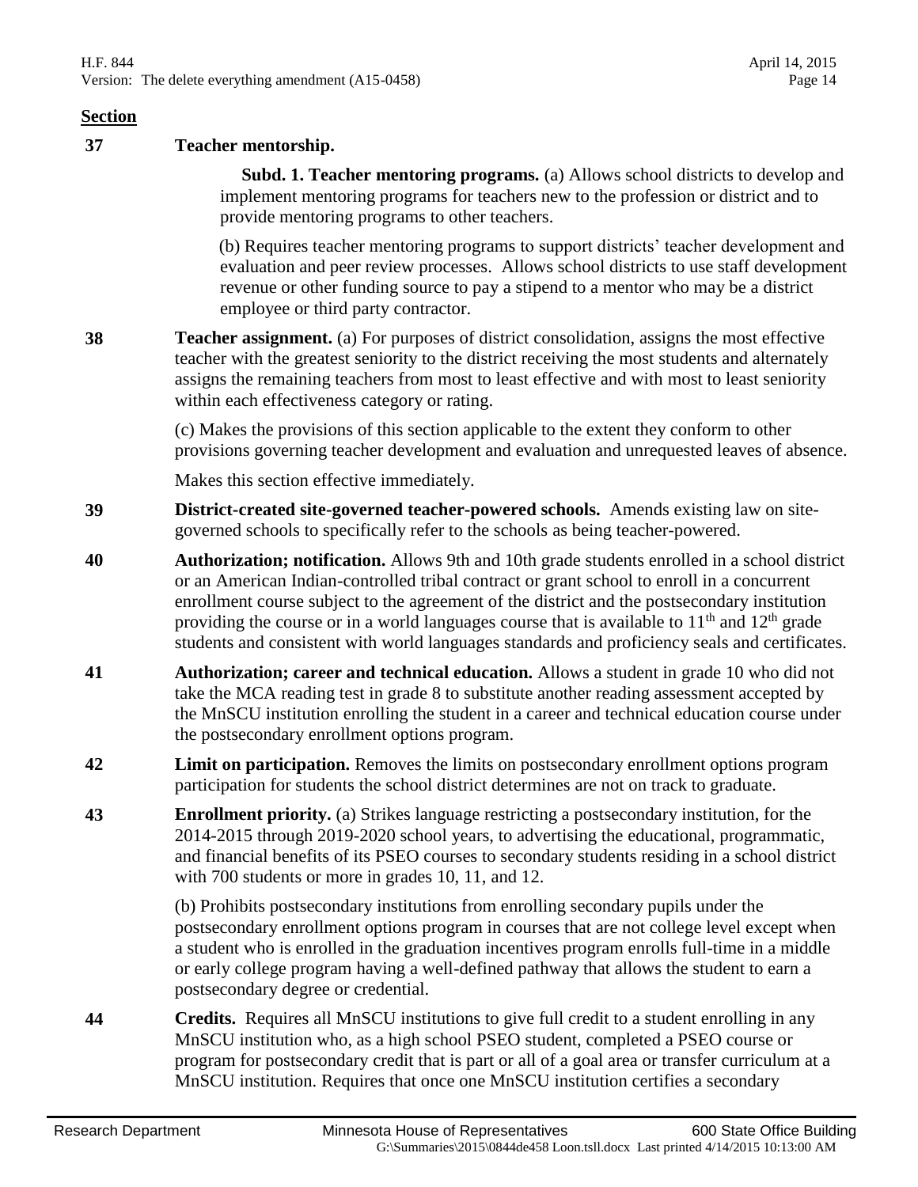**Section**

**37 Teacher mentorship.**

**Subd. 1. Teacher mentoring programs.** (a) Allows school districts to develop and implement mentoring programs for teachers new to the profession or district and to provide mentoring programs to other teachers.

(b) Requires teacher mentoring programs to support districts' teacher development and evaluation and peer review processes. Allows school districts to use staff development revenue or other funding source to pay a stipend to a mentor who may be a district employee or third party contractor.

**38 Teacher assignment.** (a) For purposes of district consolidation, assigns the most effective teacher with the greatest seniority to the district receiving the most students and alternately assigns the remaining teachers from most to least effective and with most to least seniority within each effectiveness category or rating.

(c) Makes the provisions of this section applicable to the extent they conform to other provisions governing teacher development and evaluation and unrequested leaves of absence.

Makes this section effective immediately.

**39 District-created site-governed teacher-powered schools.** Amends existing law on site-governed schools to specifically refer to the schools as being teacher-powered.

**40 Authorization; notification.** Allows 9th and 10th grade students enrolled in a school district or an American Indian-controlled tribal contract or grant school to enroll in a concurrent enrollment course subject to the agreement of the district and the postsecondary institution providing the course or in a world languages course that is available to 11th and 12th grade students and consistent with world languages standards and proficiency seals and certificates.

**41 Authorization; career and technical education.** Allows a student in grade 10 who did not take the MCA reading test in grade 8 to substitute another reading assessment accepted by the MnSCU institution enrolling the student in a career and technical education course under the postsecondary enrollment options program.

**42 Limit on participation.** Removes the limits on postsecondary enrollment options program participation for students the school district determines are not on track to graduate.

**43 Enrollment priority.** (a) Strikes language restricting a postsecondary institution, for the 2014-2015 through 2019-2020 school years, to advertising the educational, programmatic, and financial benefits of its PSEO courses to secondary students residing in a school district with 700 students or more in grades 10, 11, and 12.

(b) Prohibits postsecondary institutions from enrolling secondary pupils under the postsecondary enrollment options program in courses that are not college level except when a student who is enrolled in the graduation incentives program enrolls full-time in a middle or early college program having a well-defined pathway that allows the student to earn a postsecondary degree or credential.

**44 Credits.** Requires all MnSCU institutions to give full credit to a student enrolling in any MnSCU institution who, as a high school PSEO student, completed a PSEO course or program for postsecondary credit that is part or all of a goal area or transfer curriculum at a MnSCU institution. Requires that once one MnSCU institution certifies a secondary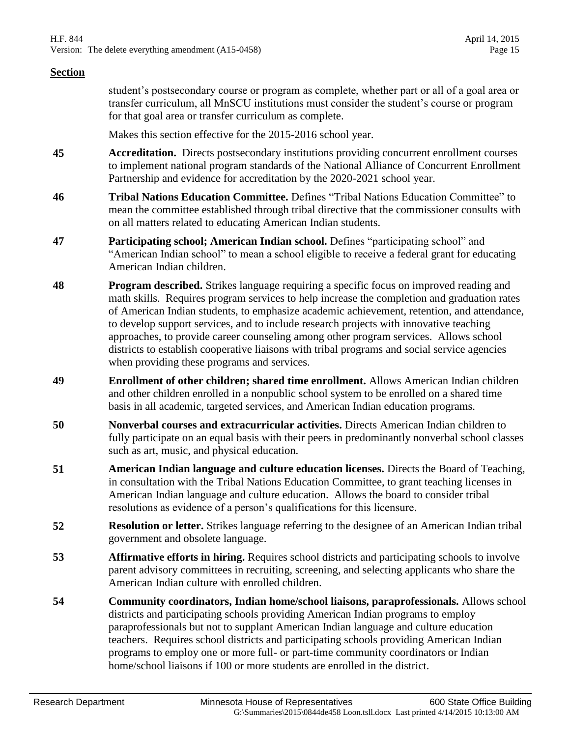**Section**

student's postsecondary course or program as complete, whether part or all of a goal area or transfer curriculum, all MnSCU institutions must consider the student's course or program for that goal area or transfer curriculum as complete.

Makes this section effective for the 2015-2016 school year.

| | |
|---|---|
| **45** | **Accreditation.** Directs postsecondary institutions providing concurrent enrollment courses to implement national program standards of the National Alliance of Concurrent Enrollment Partnership and evidence for accreditation by the 2020-2021 school year. |
| **46** | **Tribal Nations Education Committee.** Defines "Tribal Nations Education Committee" to mean the committee established through tribal directive that the commissioner consults with on all matters related to educating American Indian students. |
| **47** | **Participating school; American Indian school.** Defines "participating school" and "American Indian school" to mean a school eligible to receive a federal grant for educating American Indian children. |
| **48** | **Program described.** Strikes language requiring a specific focus on improved reading and math skills. Requires program services to help increase the completion and graduation rates of American Indian students, to emphasize academic achievement, retention, and attendance, to develop support services, and to include research projects with innovative teaching approaches, to provide career counseling among other program services. Allows school districts to establish cooperative liaisons with tribal programs and social service agencies when providing these programs and services. |
| **49** | **Enrollment of other children; shared time enrollment.** Allows American Indian children and other children enrolled in a nonpublic school system to be enrolled on a shared time basis in all academic, targeted services, and American Indian education programs. |
| **50** | **Nonverbal courses and extracurricular activities.** Directs American Indian children to fully participate on an equal basis with their peers in predominantly nonverbal school classes such as art, music, and physical education. |
| **51** | **American Indian language and culture education licenses.** Directs the Board of Teaching, in consultation with the Tribal Nations Education Committee, to grant teaching licenses in American Indian language and culture education. Allows the board to consider tribal resolutions as evidence of a person's qualifications for this licensure. |
| **52** | **Resolution or letter.** Strikes language referring to the designee of an American Indian tribal government and obsolete language. |
| **53** | **Affirmative efforts in hiring.** Requires school districts and participating schools to involve parent advisory committees in recruiting, screening, and selecting applicants who share the American Indian culture with enrolled children. |
| **54** | **Community coordinators, Indian home/school liaisons, paraprofessionals.** Allows school districts and participating schools providing American Indian programs to employ paraprofessionals but not to supplant American Indian language and culture education teachers. Requires school districts and participating schools providing American Indian programs to employ one or more full- or part-time community coordinators or Indian home/school liaisons if 100 or more students are enrolled in the district. |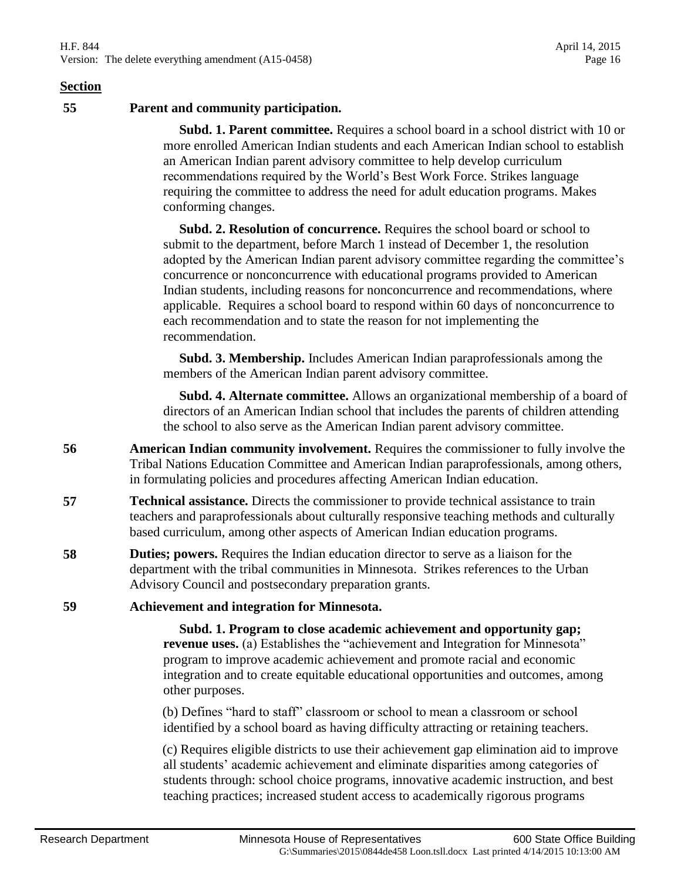**Section**

**55 Parent and community participation.**

**Subd. 1. Parent committee.** Requires a school board in a school district with 10 or more enrolled American Indian students and each American Indian school to establish an American Indian parent advisory committee to help develop curriculum recommendations required by the World's Best Work Force. Strikes language requiring the committee to address the need for adult education programs. Makes conforming changes.

**Subd. 2. Resolution of concurrence.** Requires the school board or school to submit to the department, before March 1 instead of December 1, the resolution adopted by the American Indian parent advisory committee regarding the committee's concurrence or nonconcurrence with educational programs provided to American Indian students, including reasons for nonconcurrence and recommendations, where applicable. Requires a school board to respond within 60 days of nonconcurrence to each recommendation and to state the reason for not implementing the recommendation.

**Subd. 3. Membership.** Includes American Indian paraprofessionals among the members of the American Indian parent advisory committee.

**Subd. 4. Alternate committee.** Allows an organizational membership of a board of directors of an American Indian school that includes the parents of children attending the school to also serve as the American Indian parent advisory committee.

**56 American Indian community involvement.** Requires the commissioner to fully involve the Tribal Nations Education Committee and American Indian paraprofessionals, among others, in formulating policies and procedures affecting American Indian education.

**57 Technical assistance.** Directs the commissioner to provide technical assistance to train teachers and paraprofessionals about culturally responsive teaching methods and culturally based curriculum, among other aspects of American Indian education programs.

**58 Duties; powers.** Requires the Indian education director to serve as a liaison for the department with the tribal communities in Minnesota. Strikes references to the Urban Advisory Council and postsecondary preparation grants.

**59 Achievement and integration for Minnesota.**

**Subd. 1. Program to close academic achievement and opportunity gap; revenue uses.** (a) Establishes the "achievement and Integration for Minnesota" program to improve academic achievement and promote racial and economic integration and to create equitable educational opportunities and outcomes, among other purposes.

(b) Defines "hard to staff" classroom or school to mean a classroom or school identified by a school board as having difficulty attracting or retaining teachers.

(c) Requires eligible districts to use their achievement gap elimination aid to improve all students' academic achievement and eliminate disparities among categories of students through: school choice programs, innovative academic instruction, and best teaching practices; increased student access to academically rigorous programs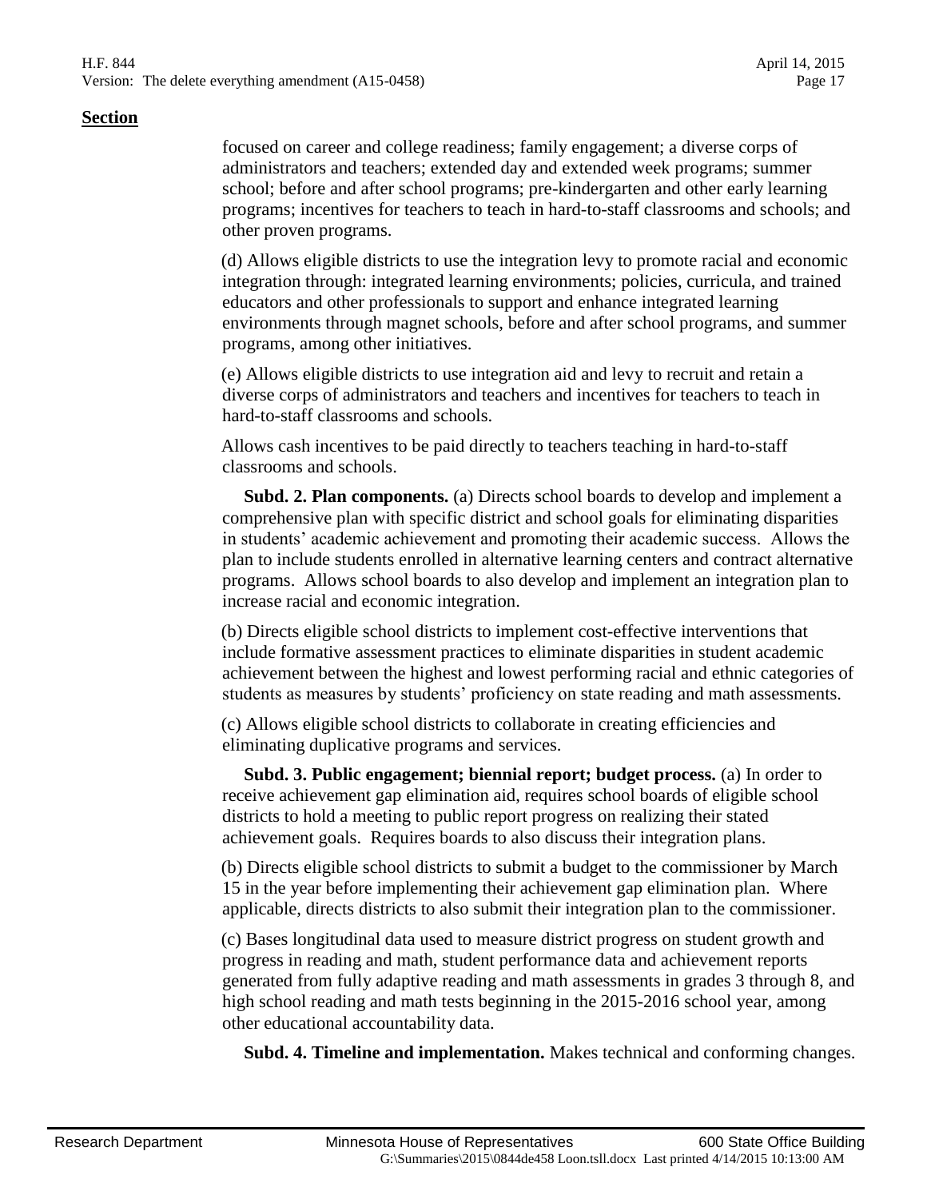**Section**

focused on career and college readiness; family engagement; a diverse corps of administrators and teachers; extended day and extended week programs; summer school; before and after school programs; pre-kindergarten and other early learning programs; incentives for teachers to teach in hard-to-staff classrooms and schools; and other proven programs.

(d) Allows eligible districts to use the integration levy to promote racial and economic integration through: integrated learning environments; policies, curricula, and trained educators and other professionals to support and enhance integrated learning environments through magnet schools, before and after school programs, and summer programs, among other initiatives.

(e) Allows eligible districts to use integration aid and levy to recruit and retain a diverse corps of administrators and teachers and incentives for teachers to teach in hard-to-staff classrooms and schools.

Allows cash incentives to be paid directly to teachers teaching in hard-to-staff classrooms and schools.

**Subd. 2. Plan components.** (a) Directs school boards to develop and implement a comprehensive plan with specific district and school goals for eliminating disparities in students' academic achievement and promoting their academic success. Allows the plan to include students enrolled in alternative learning centers and contract alternative programs. Allows school boards to also develop and implement an integration plan to increase racial and economic integration.

(b) Directs eligible school districts to implement cost-effective interventions that include formative assessment practices to eliminate disparities in student academic achievement between the highest and lowest performing racial and ethnic categories of students as measures by students' proficiency on state reading and math assessments.

(c) Allows eligible school districts to collaborate in creating efficiencies and eliminating duplicative programs and services.

**Subd. 3. Public engagement; biennial report; budget process.** (a) In order to receive achievement gap elimination aid, requires school boards of eligible school districts to hold a meeting to public report progress on realizing their stated achievement goals. Requires boards to also discuss their integration plans.

(b) Directs eligible school districts to submit a budget to the commissioner by March 15 in the year before implementing their achievement gap elimination plan. Where applicable, directs districts to also submit their integration plan to the commissioner.

(c) Bases longitudinal data used to measure district progress on student growth and progress in reading and math, student performance data and achievement reports generated from fully adaptive reading and math assessments in grades 3 through 8, and high school reading and math tests beginning in the 2015-2016 school year, among other educational accountability data.

**Subd. 4. Timeline and implementation.** Makes technical and conforming changes.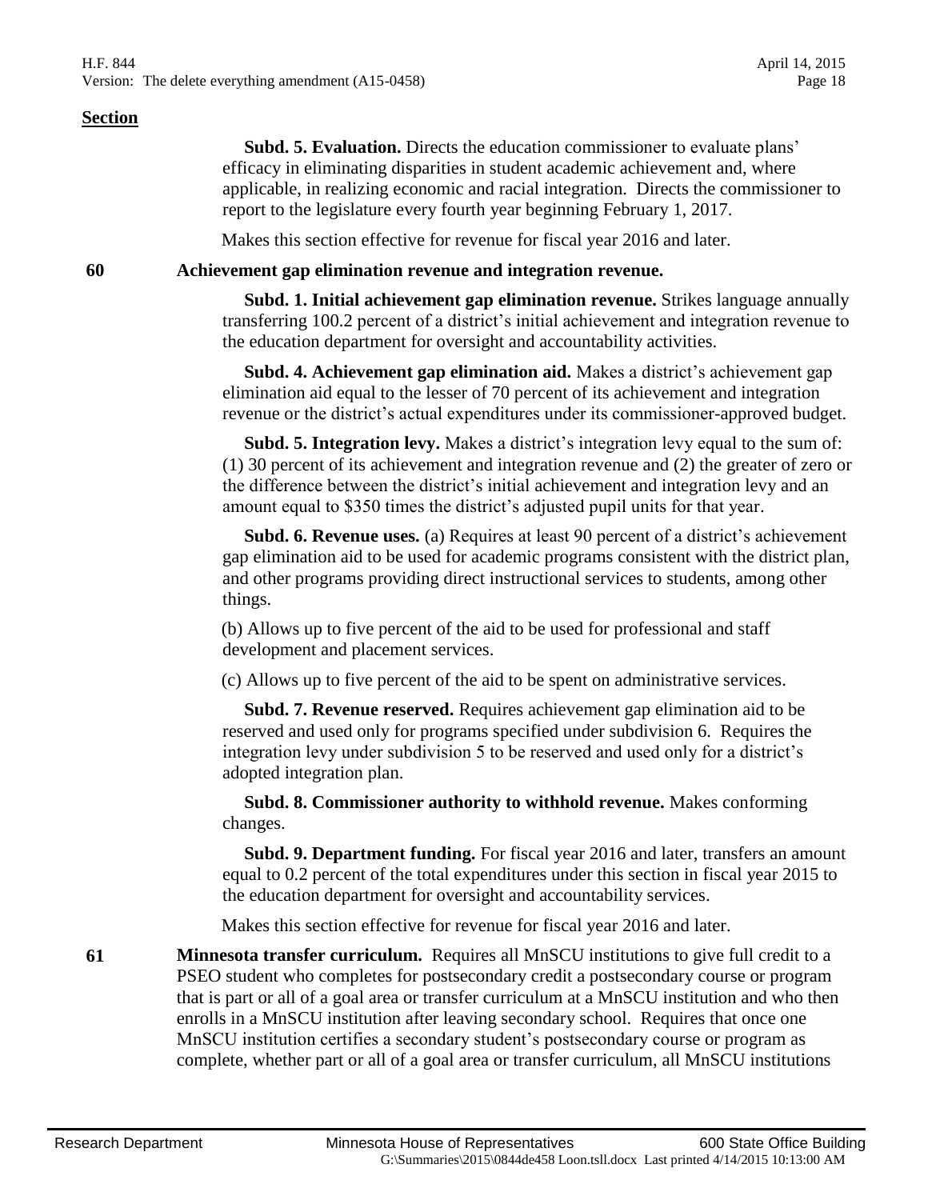**Section**

**Subd. 5. Evaluation.** Directs the education commissioner to evaluate plans' efficacy in eliminating disparities in student academic achievement and, where applicable, in realizing economic and racial integration. Directs the commissioner to report to the legislature every fourth year beginning February 1, 2017.

Makes this section effective for revenue for fiscal year 2016 and later.

**60 Achievement gap elimination revenue and integration revenue.**

**Subd. 1. Initial achievement gap elimination revenue.** Strikes language annually transferring 100.2 percent of a district's initial achievement and integration revenue to the education department for oversight and accountability activities.

**Subd. 4. Achievement gap elimination aid.** Makes a district's achievement gap elimination aid equal to the lesser of 70 percent of its achievement and integration revenue or the district's actual expenditures under its commissioner-approved budget.

**Subd. 5. Integration levy.** Makes a district's integration levy equal to the sum of: (1) 30 percent of its achievement and integration revenue and (2) the greater of zero or the difference between the district's initial achievement and integration levy and an amount equal to $350 times the district's adjusted pupil units for that year.

**Subd. 6. Revenue uses.** (a) Requires at least 90 percent of a district's achievement gap elimination aid to be used for academic programs consistent with the district plan, and other programs providing direct instructional services to students, among other things.

(b) Allows up to five percent of the aid to be used for professional and staff development and placement services.

(c) Allows up to five percent of the aid to be spent on administrative services.

**Subd. 7. Revenue reserved.** Requires achievement gap elimination aid to be reserved and used only for programs specified under subdivision 6. Requires the integration levy under subdivision 5 to be reserved and used only for a district's adopted integration plan.

**Subd. 8. Commissioner authority to withhold revenue.** Makes conforming changes.

**Subd. 9. Department funding.** For fiscal year 2016 and later, transfers an amount equal to 0.2 percent of the total expenditures under this section in fiscal year 2015 to the education department for oversight and accountability services.

Makes this section effective for revenue for fiscal year 2016 and later.

**61 Minnesota transfer curriculum.** Requires all MnSCU institutions to give full credit to a PSEO student who completes for postsecondary credit a postsecondary course or program that is part or all of a goal area or transfer curriculum at a MnSCU institution and who then enrolls in a MnSCU institution after leaving secondary school. Requires that once one MnSCU institution certifies a secondary student's postsecondary course or program as complete, whether part or all of a goal area or transfer curriculum, all MnSCU institutions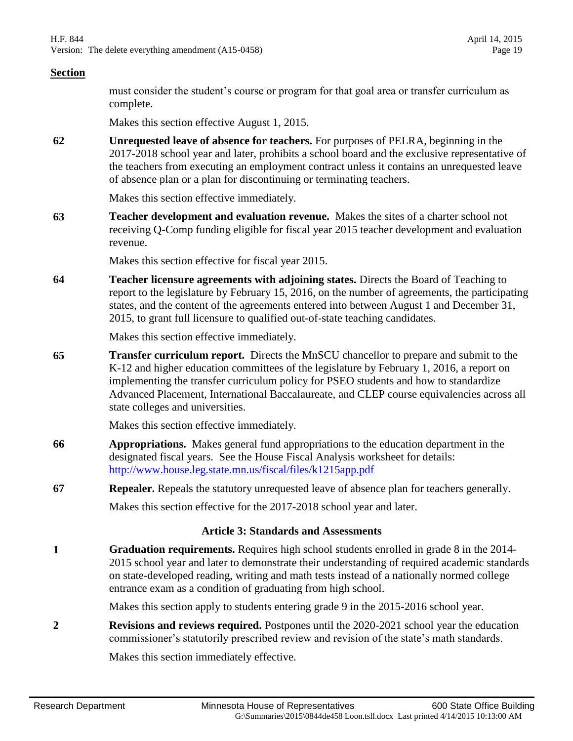**Section**

must consider the student's course or program for that goal area or transfer curriculum as complete.

Makes this section effective August 1, 2015.

**62** **Unrequested leave of absence for teachers.** For purposes of PELRA, beginning in the 2017-2018 school year and later, prohibits a school board and the exclusive representative of the teachers from executing an employment contract unless it contains an unrequested leave of absence plan or a plan for discontinuing or terminating teachers.

Makes this section effective immediately.

**63** **Teacher development and evaluation revenue.** Makes the sites of a charter school not receiving Q-Comp funding eligible for fiscal year 2015 teacher development and evaluation revenue.

Makes this section effective for fiscal year 2015.

**64** **Teacher licensure agreements with adjoining states.** Directs the Board of Teaching to report to the legislature by February 15, 2016, on the number of agreements, the participating states, and the content of the agreements entered into between August 1 and December 31, 2015, to grant full licensure to qualified out-of-state teaching candidates.

Makes this section effective immediately.

**65** **Transfer curriculum report.** Directs the MnSCU chancellor to prepare and submit to the K-12 and higher education committees of the legislature by February 1, 2016, a report on implementing the transfer curriculum policy for PSEO students and how to standardize Advanced Placement, International Baccalaureate, and CLEP course equivalencies across all state colleges and universities.

Makes this section effective immediately.

**66** **Appropriations.** Makes general fund appropriations to the education department in the designated fiscal years. See the House Fiscal Analysis worksheet for details: http://www.house.leg.state.mn.us/fiscal/files/k1215app.pdf

**67** **Repealer.** Repeals the statutory unrequested leave of absence plan for teachers generally.

Makes this section effective for the 2017-2018 school year and later.

## Article 3: Standards and Assessments

**1** **Graduation requirements.** Requires high school students enrolled in grade 8 in the 2014-2015 school year and later to demonstrate their understanding of required academic standards on state-developed reading, writing and math tests instead of a nationally normed college entrance exam as a condition of graduating from high school.

Makes this section apply to students entering grade 9 in the 2015-2016 school year.

**2** **Revisions and reviews required.** Postpones until the 2020-2021 school year the education commissioner's statutorily prescribed review and revision of the state's math standards.

Makes this section immediately effective.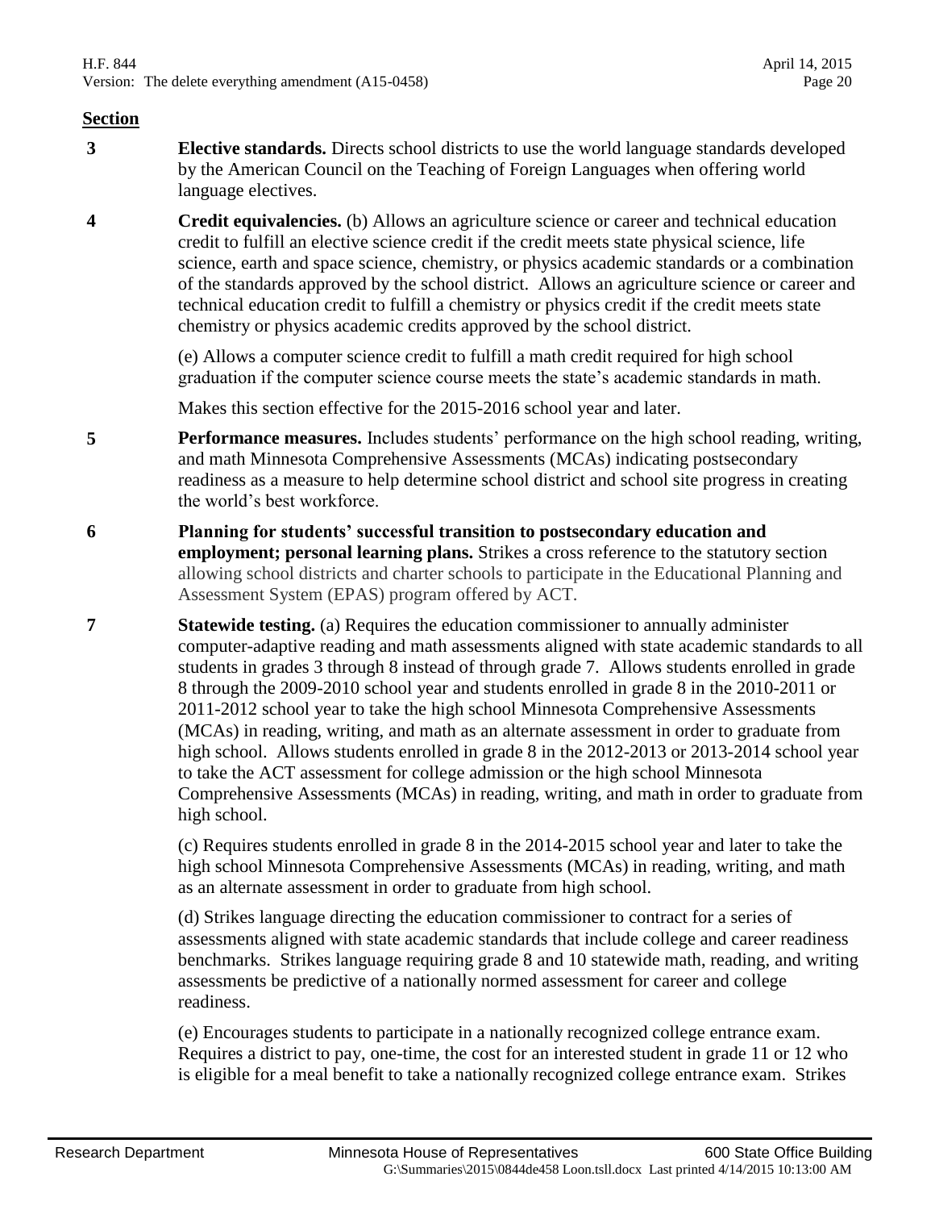**Section**

**3** **Elective standards.** Directs school districts to use the world language standards developed by the American Council on the Teaching of Foreign Languages when offering world language electives.

**4** **Credit equivalencies.** (b) Allows an agriculture science or career and technical education credit to fulfill an elective science credit if the credit meets state physical science, life science, earth and space science, chemistry, or physics academic standards or a combination of the standards approved by the school district. Allows an agriculture science or career and technical education credit to fulfill a chemistry or physics credit if the credit meets state chemistry or physics academic credits approved by the school district.

(e) Allows a computer science credit to fulfill a math credit required for high school graduation if the computer science course meets the state's academic standards in math.

Makes this section effective for the 2015-2016 school year and later.

**5** **Performance measures.** Includes students' performance on the high school reading, writing, and math Minnesota Comprehensive Assessments (MCAs) indicating postsecondary readiness as a measure to help determine school district and school site progress in creating the world's best workforce.

**6** **Planning for students' successful transition to postsecondary education and employment; personal learning plans.** Strikes a cross reference to the statutory section allowing school districts and charter schools to participate in the Educational Planning and Assessment System (EPAS) program offered by ACT.

**7** **Statewide testing.** (a) Requires the education commissioner to annually administer computer-adaptive reading and math assessments aligned with state academic standards to all students in grades 3 through 8 instead of through grade 7. Allows students enrolled in grade 8 through the 2009-2010 school year and students enrolled in grade 8 in the 2010-2011 or 2011-2012 school year to take the high school Minnesota Comprehensive Assessments (MCAs) in reading, writing, and math as an alternate assessment in order to graduate from high school. Allows students enrolled in grade 8 in the 2012-2013 or 2013-2014 school year to take the ACT assessment for college admission or the high school Minnesota Comprehensive Assessments (MCAs) in reading, writing, and math in order to graduate from high school.

(c) Requires students enrolled in grade 8 in the 2014-2015 school year and later to take the high school Minnesota Comprehensive Assessments (MCAs) in reading, writing, and math as an alternate assessment in order to graduate from high school.

(d) Strikes language directing the education commissioner to contract for a series of assessments aligned with state academic standards that include college and career readiness benchmarks. Strikes language requiring grade 8 and 10 statewide math, reading, and writing assessments be predictive of a nationally normed assessment for career and college readiness.

(e) Encourages students to participate in a nationally recognized college entrance exam. Requires a district to pay, one-time, the cost for an interested student in grade 11 or 12 who is eligible for a meal benefit to take a nationally recognized college entrance exam. Strikes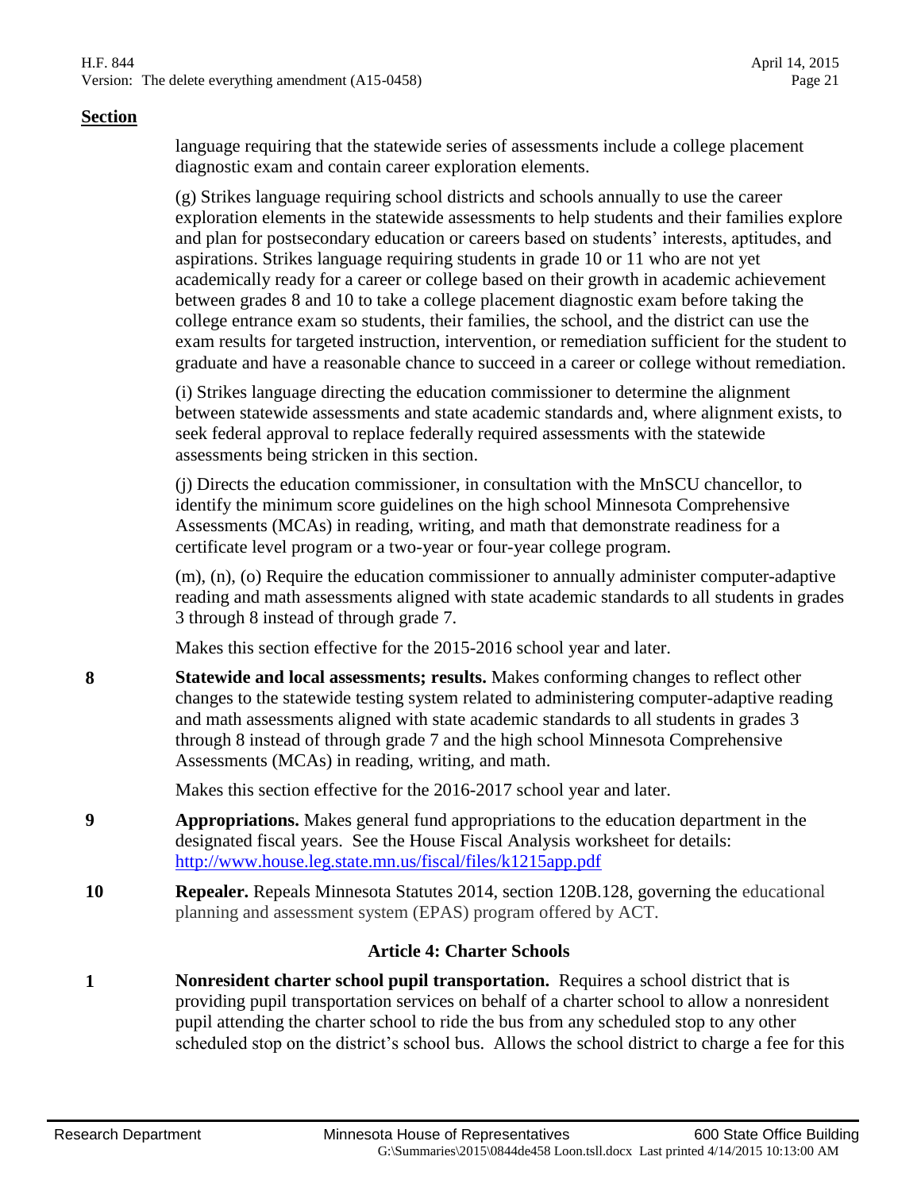**Section**

language requiring that the statewide series of assessments include a college placement diagnostic exam and contain career exploration elements.

(g) Strikes language requiring school districts and schools annually to use the career exploration elements in the statewide assessments to help students and their families explore and plan for postsecondary education or careers based on students' interests, aptitudes, and aspirations. Strikes language requiring students in grade 10 or 11 who are not yet academically ready for a career or college based on their growth in academic achievement between grades 8 and 10 to take a college placement diagnostic exam before taking the college entrance exam so students, their families, the school, and the district can use the exam results for targeted instruction, intervention, or remediation sufficient for the student to graduate and have a reasonable chance to succeed in a career or college without remediation.

(i) Strikes language directing the education commissioner to determine the alignment between statewide assessments and state academic standards and, where alignment exists, to seek federal approval to replace federally required assessments with the statewide assessments being stricken in this section.

(j) Directs the education commissioner, in consultation with the MnSCU chancellor, to identify the minimum score guidelines on the high school Minnesota Comprehensive Assessments (MCAs) in reading, writing, and math that demonstrate readiness for a certificate level program or a two-year or four-year college program.

(m), (n), (o) Require the education commissioner to annually administer computer-adaptive reading and math assessments aligned with state academic standards to all students in grades 3 through 8 instead of through grade 7.

Makes this section effective for the 2015-2016 school year and later.

**8** **Statewide and local assessments; results.** Makes conforming changes to reflect other changes to the statewide testing system related to administering computer-adaptive reading and math assessments aligned with state academic standards to all students in grades 3 through 8 instead of through grade 7 and the high school Minnesota Comprehensive Assessments (MCAs) in reading, writing, and math.

Makes this section effective for the 2016-2017 school year and later.

**9** **Appropriations.** Makes general fund appropriations to the education department in the designated fiscal years. See the House Fiscal Analysis worksheet for details: http://www.house.leg.state.mn.us/fiscal/files/k1215app.pdf

**10** **Repealer.** Repeals Minnesota Statutes 2014, section 120B.128, governing the educational planning and assessment system (EPAS) program offered by ACT.

### Article 4: Charter Schools

**1** **Nonresident charter school pupil transportation.** Requires a school district that is providing pupil transportation services on behalf of a charter school to allow a nonresident pupil attending the charter school to ride the bus from any scheduled stop to any other scheduled stop on the district's school bus. Allows the school district to charge a fee for this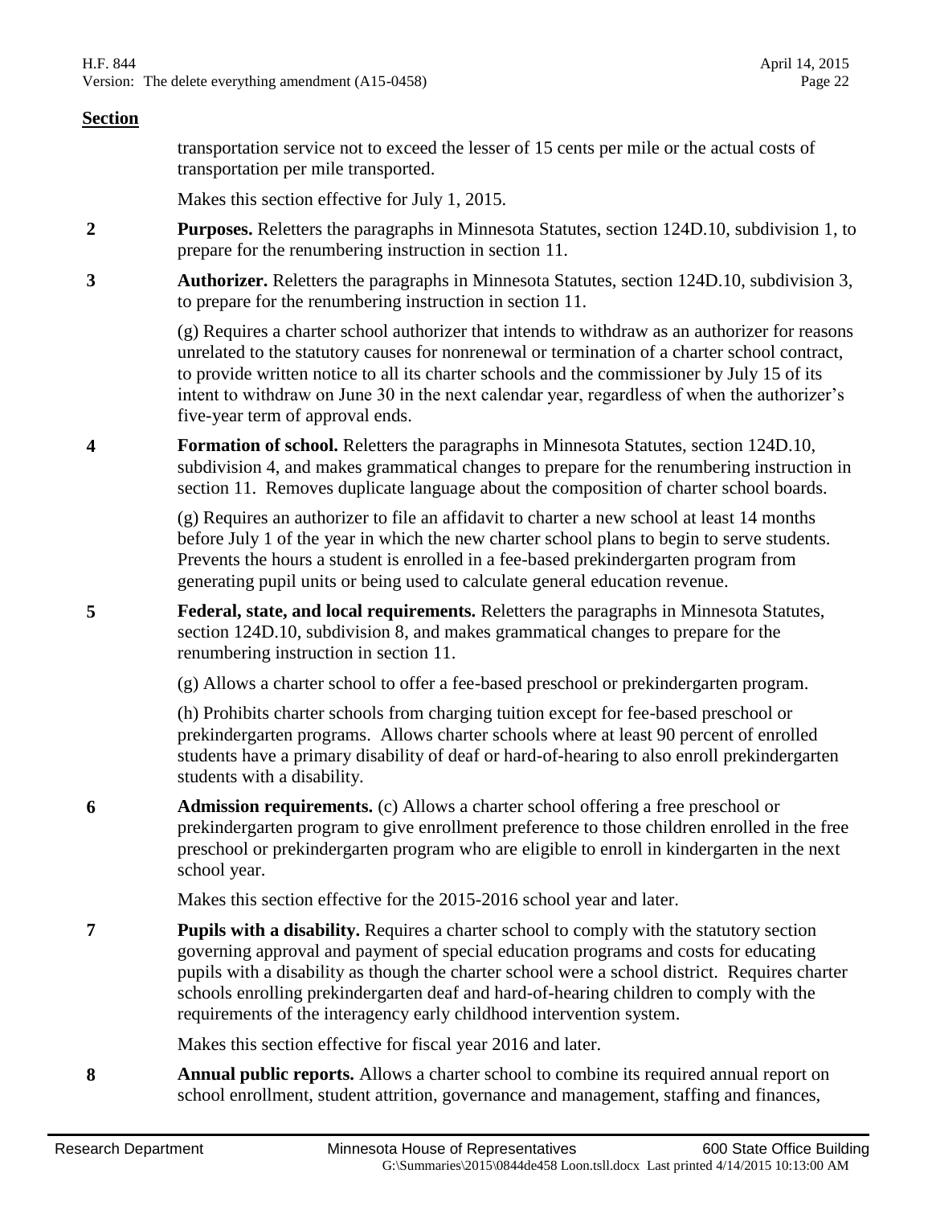**Section**

transportation service not to exceed the lesser of 15 cents per mile or the actual costs of transportation per mile transported.

Makes this section effective for July 1, 2015.

**2** **Purposes.** Reletters the paragraphs in Minnesota Statutes, section 124D.10, subdivision 1, to prepare for the renumbering instruction in section 11.

**3** **Authorizer.** Reletters the paragraphs in Minnesota Statutes, section 124D.10, subdivision 3, to prepare for the renumbering instruction in section 11.

(g) Requires a charter school authorizer that intends to withdraw as an authorizer for reasons unrelated to the statutory causes for nonrenewal or termination of a charter school contract, to provide written notice to all its charter schools and the commissioner by July 15 of its intent to withdraw on June 30 in the next calendar year, regardless of when the authorizer's five-year term of approval ends.

**4** **Formation of school.** Reletters the paragraphs in Minnesota Statutes, section 124D.10, subdivision 4, and makes grammatical changes to prepare for the renumbering instruction in section 11. Removes duplicate language about the composition of charter school boards.

(g) Requires an authorizer to file an affidavit to charter a new school at least 14 months before July 1 of the year in which the new charter school plans to begin to serve students. Prevents the hours a student is enrolled in a fee-based prekindergarten program from generating pupil units or being used to calculate general education revenue.

**5** **Federal, state, and local requirements.** Reletters the paragraphs in Minnesota Statutes, section 124D.10, subdivision 8, and makes grammatical changes to prepare for the renumbering instruction in section 11.

(g) Allows a charter school to offer a fee-based preschool or prekindergarten program.

(h) Prohibits charter schools from charging tuition except for fee-based preschool or prekindergarten programs. Allows charter schools where at least 90 percent of enrolled students have a primary disability of deaf or hard-of-hearing to also enroll prekindergarten students with a disability.

**6** **Admission requirements.** (c) Allows a charter school offering a free preschool or prekindergarten program to give enrollment preference to those children enrolled in the free preschool or prekindergarten program who are eligible to enroll in kindergarten in the next school year.

Makes this section effective for the 2015-2016 school year and later.

**7** **Pupils with a disability.** Requires a charter school to comply with the statutory section governing approval and payment of special education programs and costs for educating pupils with a disability as though the charter school were a school district. Requires charter schools enrolling prekindergarten deaf and hard-of-hearing children to comply with the requirements of the interagency early childhood intervention system.

Makes this section effective for fiscal year 2016 and later.

**8** **Annual public reports.** Allows a charter school to combine its required annual report on school enrollment, student attrition, governance and management, staffing and finances,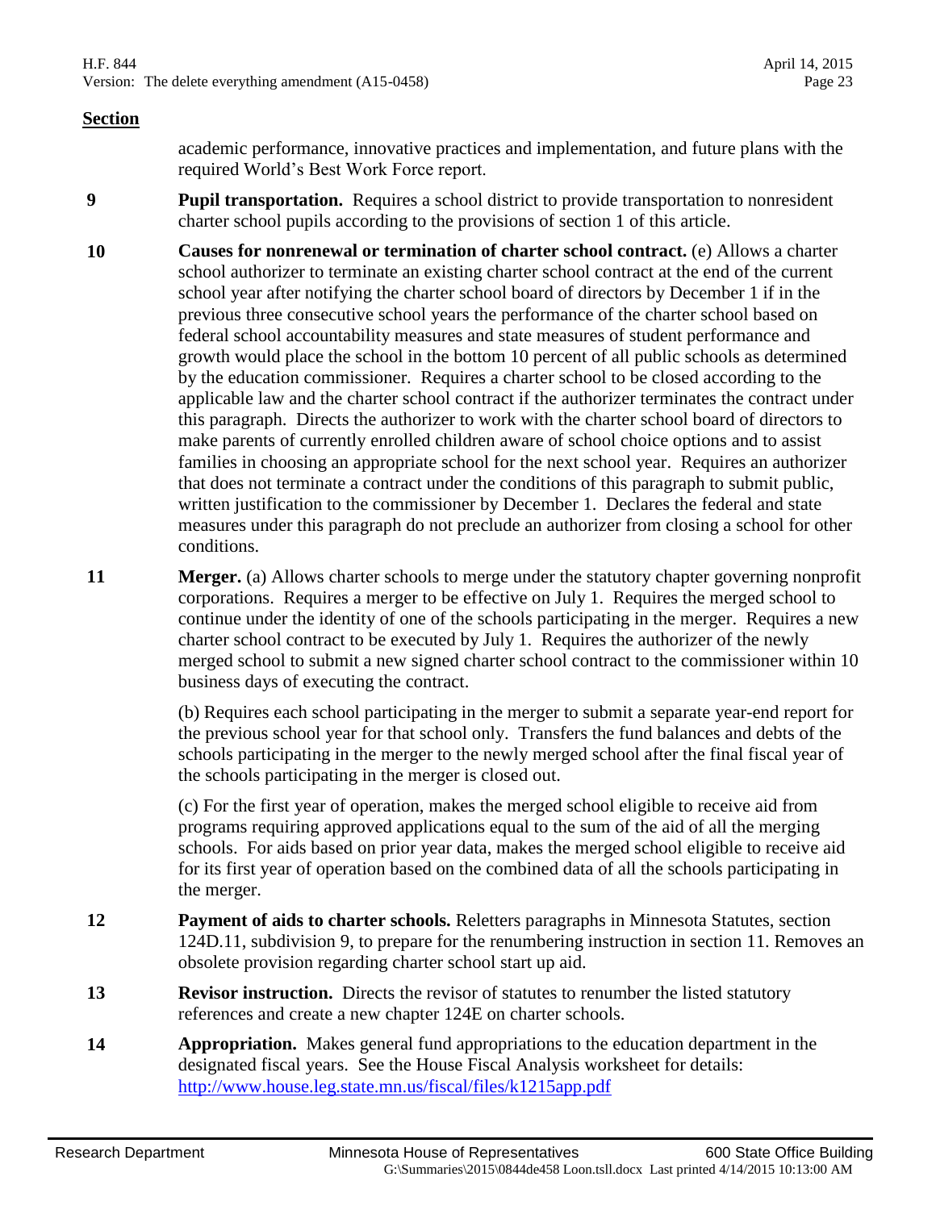**Section**

academic performance, innovative practices and implementation, and future plans with the required World's Best Work Force report.

**9** **Pupil transportation.** Requires a school district to provide transportation to nonresident charter school pupils according to the provisions of section 1 of this article.

**10** **Causes for nonrenewal or termination of charter school contract.** (e) Allows a charter school authorizer to terminate an existing charter school contract at the end of the current school year after notifying the charter school board of directors by December 1 if in the previous three consecutive school years the performance of the charter school based on federal school accountability measures and state measures of student performance and growth would place the school in the bottom 10 percent of all public schools as determined by the education commissioner. Requires a charter school to be closed according to the applicable law and the charter school contract if the authorizer terminates the contract under this paragraph. Directs the authorizer to work with the charter school board of directors to make parents of currently enrolled children aware of school choice options and to assist families in choosing an appropriate school for the next school year. Requires an authorizer that does not terminate a contract under the conditions of this paragraph to submit public, written justification to the commissioner by December 1. Declares the federal and state measures under this paragraph do not preclude an authorizer from closing a school for other conditions.

**11** **Merger.** (a) Allows charter schools to merge under the statutory chapter governing nonprofit corporations. Requires a merger to be effective on July 1. Requires the merged school to continue under the identity of one of the schools participating in the merger. Requires a new charter school contract to be executed by July 1. Requires the authorizer of the newly merged school to submit a new signed charter school contract to the commissioner within 10 business days of executing the contract.

(b) Requires each school participating in the merger to submit a separate year-end report for the previous school year for that school only. Transfers the fund balances and debts of the schools participating in the merger to the newly merged school after the final fiscal year of the schools participating in the merger is closed out.

(c) For the first year of operation, makes the merged school eligible to receive aid from programs requiring approved applications equal to the sum of the aid of all the merging schools. For aids based on prior year data, makes the merged school eligible to receive aid for its first year of operation based on the combined data of all the schools participating in the merger.

**12** **Payment of aids to charter schools.** Reletters paragraphs in Minnesota Statutes, section 124D.11, subdivision 9, to prepare for the renumbering instruction in section 11. Removes an obsolete provision regarding charter school start up aid.

**13** **Revisor instruction.** Directs the revisor of statutes to renumber the listed statutory references and create a new chapter 124E on charter schools.

**14** **Appropriation.** Makes general fund appropriations to the education department in the designated fiscal years. See the House Fiscal Analysis worksheet for details: [http://www.house.leg.state.mn.us/fiscal/files/k1215app.pdf](http://www.house.leg.state.mn.us/fiscal/files/k1215app.pdf)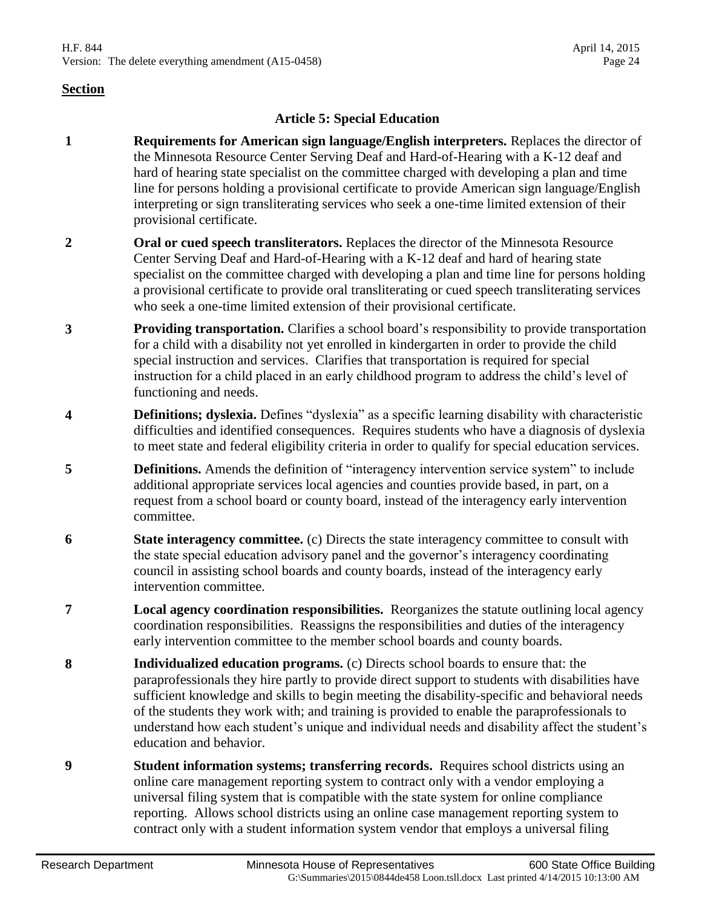**Section**

## Article 5: Special Education

**1** **Requirements for American sign language/English interpreters.** Replaces the director of the Minnesota Resource Center Serving Deaf and Hard-of-Hearing with a K-12 deaf and hard of hearing state specialist on the committee charged with developing a plan and time line for persons holding a provisional certificate to provide American sign language/English interpreting or sign transliterating services who seek a one-time limited extension of their provisional certificate.

**2** **Oral or cued speech transliterators.** Replaces the director of the Minnesota Resource Center Serving Deaf and Hard-of-Hearing with a K-12 deaf and hard of hearing state specialist on the committee charged with developing a plan and time line for persons holding a provisional certificate to provide oral transliterating or cued speech transliterating services who seek a one-time limited extension of their provisional certificate.

**3** **Providing transportation.** Clarifies a school board's responsibility to provide transportation for a child with a disability not yet enrolled in kindergarten in order to provide the child special instruction and services. Clarifies that transportation is required for special instruction for a child placed in an early childhood program to address the child's level of functioning and needs.

**4** **Definitions; dyslexia.** Defines "dyslexia" as a specific learning disability with characteristic difficulties and identified consequences. Requires students who have a diagnosis of dyslexia to meet state and federal eligibility criteria in order to qualify for special education services.

**5** **Definitions.** Amends the definition of "interagency intervention service system" to include additional appropriate services local agencies and counties provide based, in part, on a request from a school board or county board, instead of the interagency early intervention committee.

**6** **State interagency committee.** (c) Directs the state interagency committee to consult with the state special education advisory panel and the governor's interagency coordinating council in assisting school boards and county boards, instead of the interagency early intervention committee.

**7** **Local agency coordination responsibilities.** Reorganizes the statute outlining local agency coordination responsibilities. Reassigns the responsibilities and duties of the interagency early intervention committee to the member school boards and county boards.

**8** **Individualized education programs.** (c) Directs school boards to ensure that: the paraprofessionals they hire partly to provide direct support to students with disabilities have sufficient knowledge and skills to begin meeting the disability-specific and behavioral needs of the students they work with; and training is provided to enable the paraprofessionals to understand how each student's unique and individual needs and disability affect the student's education and behavior.

**9** **Student information systems; transferring records.** Requires school districts using an online care management reporting system to contract only with a vendor employing a universal filing system that is compatible with the state system for online compliance reporting. Allows school districts using an online case management reporting system to contract only with a student information system vendor that employs a universal filing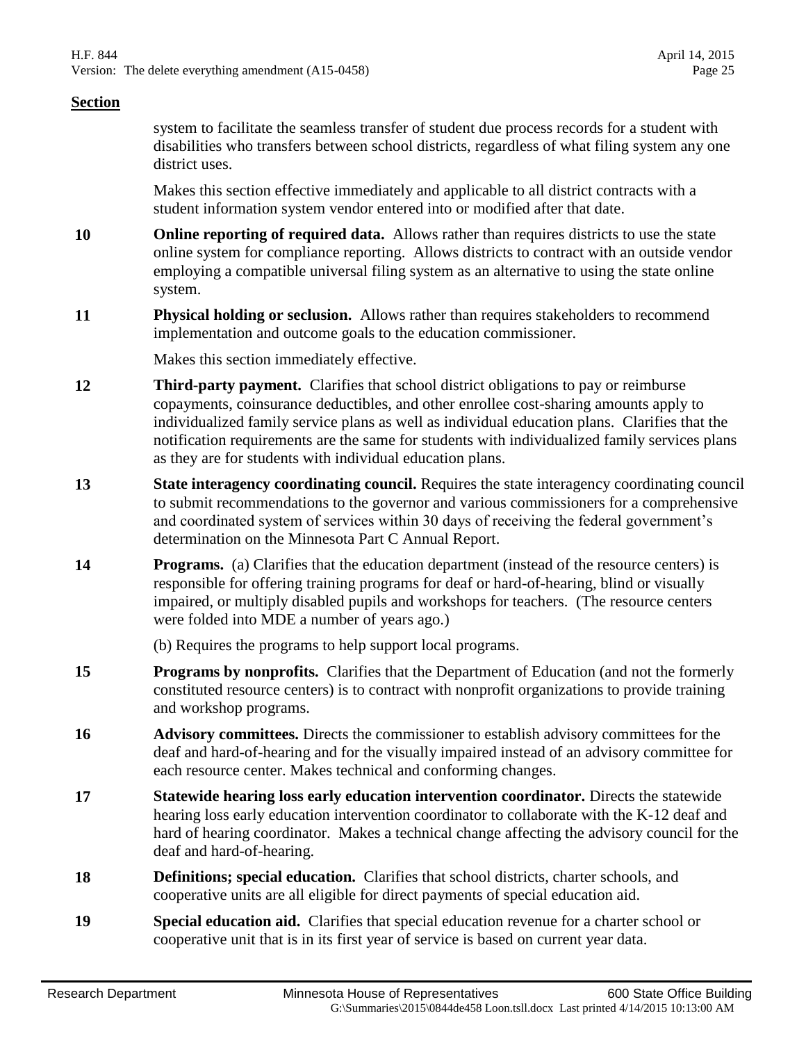**Section**

system to facilitate the seamless transfer of student due process records for a student with disabilities who transfers between school districts, regardless of what filing system any one district uses.

Makes this section effective immediately and applicable to all district contracts with a student information system vendor entered into or modified after that date.

**10** **Online reporting of required data.** Allows rather than requires districts to use the state online system for compliance reporting. Allows districts to contract with an outside vendor employing a compatible universal filing system as an alternative to using the state online system.

**11** **Physical holding or seclusion.** Allows rather than requires stakeholders to recommend implementation and outcome goals to the education commissioner.

Makes this section immediately effective.

**12** **Third-party payment.** Clarifies that school district obligations to pay or reimburse copayments, coinsurance deductibles, and other enrollee cost-sharing amounts apply to individualized family service plans as well as individual education plans. Clarifies that the notification requirements are the same for students with individualized family services plans as they are for students with individual education plans.

**13** **State interagency coordinating council.** Requires the state interagency coordinating council to submit recommendations to the governor and various commissioners for a comprehensive and coordinated system of services within 30 days of receiving the federal government's determination on the Minnesota Part C Annual Report.

**14** **Programs.** (a) Clarifies that the education department (instead of the resource centers) is responsible for offering training programs for deaf or hard-of-hearing, blind or visually impaired, or multiply disabled pupils and workshops for teachers. (The resource centers were folded into MDE a number of years ago.)

(b) Requires the programs to help support local programs.

**15** **Programs by nonprofits.** Clarifies that the Department of Education (and not the formerly constituted resource centers) is to contract with nonprofit organizations to provide training and workshop programs.

**16** **Advisory committees.** Directs the commissioner to establish advisory committees for the deaf and hard-of-hearing and for the visually impaired instead of an advisory committee for each resource center. Makes technical and conforming changes.

**17** **Statewide hearing loss early education intervention coordinator.** Directs the statewide hearing loss early education intervention coordinator to collaborate with the K-12 deaf and hard of hearing coordinator. Makes a technical change affecting the advisory council for the deaf and hard-of-hearing.

**18** **Definitions; special education.** Clarifies that school districts, charter schools, and cooperative units are all eligible for direct payments of special education aid.

**19** **Special education aid.** Clarifies that special education revenue for a charter school or cooperative unit that is in its first year of service is based on current year data.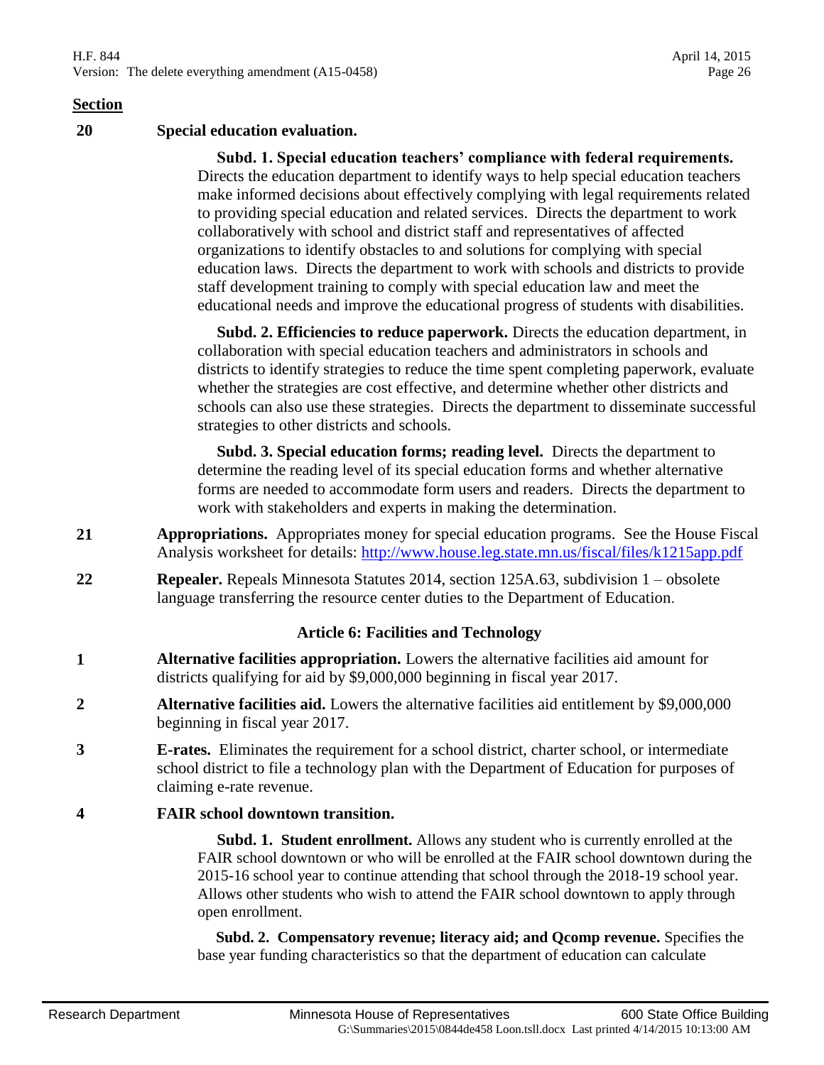**Section**

**20 Special education evaluation.**

**Subd. 1. Special education teachers' compliance with federal requirements.** Directs the education department to identify ways to help special education teachers make informed decisions about effectively complying with legal requirements related to providing special education and related services. Directs the department to work collaboratively with school and district staff and representatives of affected organizations to identify obstacles to and solutions for complying with special education laws. Directs the department to work with schools and districts to provide staff development training to comply with special education law and meet the educational needs and improve the educational progress of students with disabilities.

**Subd. 2. Efficiencies to reduce paperwork.** Directs the education department, in collaboration with special education teachers and administrators in schools and districts to identify strategies to reduce the time spent completing paperwork, evaluate whether the strategies are cost effective, and determine whether other districts and schools can also use these strategies. Directs the department to disseminate successful strategies to other districts and schools.

**Subd. 3. Special education forms; reading level.** Directs the department to determine the reading level of its special education forms and whether alternative forms are needed to accommodate form users and readers. Directs the department to work with stakeholders and experts in making the determination.

**21 Appropriations.** Appropriates money for special education programs. See the House Fiscal Analysis worksheet for details: http://www.house.leg.state.mn.us/fiscal/files/k1215app.pdf

**22 Repealer.** Repeals Minnesota Statutes 2014, section 125A.63, subdivision 1 – obsolete language transferring the resource center duties to the Department of Education.

## Article 6: Facilities and Technology

**1 Alternative facilities appropriation.** Lowers the alternative facilities aid amount for districts qualifying for aid by $9,000,000 beginning in fiscal year 2017.

**2 Alternative facilities aid.** Lowers the alternative facilities aid entitlement by $9,000,000 beginning in fiscal year 2017.

**3 E-rates.** Eliminates the requirement for a school district, charter school, or intermediate school district to file a technology plan with the Department of Education for purposes of claiming e-rate revenue.

**4 FAIR school downtown transition.**

**Subd. 1. Student enrollment.** Allows any student who is currently enrolled at the FAIR school downtown or who will be enrolled at the FAIR school downtown during the 2015-16 school year to continue attending that school through the 2018-19 school year. Allows other students who wish to attend the FAIR school downtown to apply through open enrollment.

**Subd. 2. Compensatory revenue; literacy aid; and Qcomp revenue.** Specifies the base year funding characteristics so that the department of education can calculate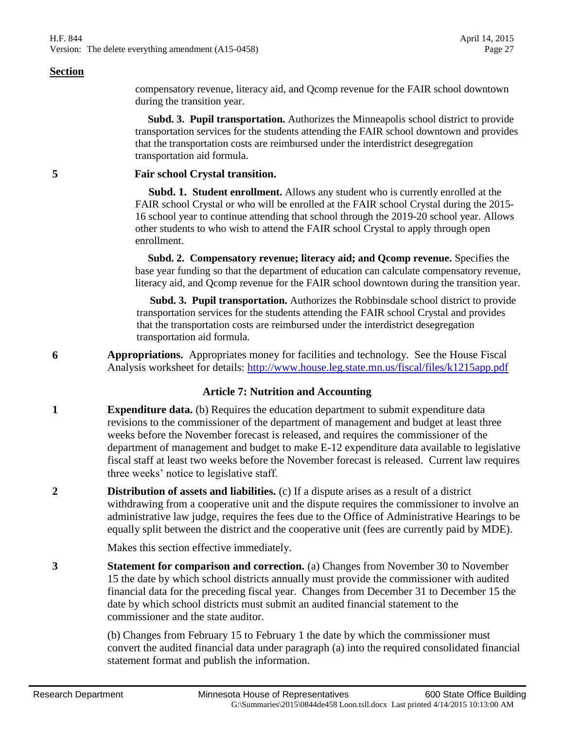**Section**

compensatory revenue, literacy aid, and Qcomp revenue for the FAIR school downtown during the transition year.

**Subd. 3. Pupil transportation.** Authorizes the Minneapolis school district to provide transportation services for the students attending the FAIR school downtown and provides that the transportation costs are reimbursed under the interdistrict desegregation transportation aid formula.

5 **Fair school Crystal transition.**

**Subd. 1. Student enrollment.** Allows any student who is currently enrolled at the FAIR school Crystal or who will be enrolled at the FAIR school Crystal during the 2015-16 school year to continue attending that school through the 2019-20 school year. Allows other students to who wish to attend the FAIR school Crystal to apply through open enrollment.

**Subd. 2. Compensatory revenue; literacy aid; and Qcomp revenue.** Specifies the base year funding so that the department of education can calculate compensatory revenue, literacy aid, and Qcomp revenue for the FAIR school downtown during the transition year.

**Subd. 3. Pupil transportation.** Authorizes the Robbinsdale school district to provide transportation services for the students attending the FAIR school Crystal and provides that the transportation costs are reimbursed under the interdistrict desegregation transportation aid formula.

6 **Appropriations.** Appropriates money for facilities and technology. See the House Fiscal Analysis worksheet for details: http://www.house.leg.state.mn.us/fiscal/files/k1215app.pdf

## Article 7: Nutrition and Accounting

1 **Expenditure data.** (b) Requires the education department to submit expenditure data revisions to the commissioner of the department of management and budget at least three weeks before the November forecast is released, and requires the commissioner of the department of management and budget to make E-12 expenditure data available to legislative fiscal staff at least two weeks before the November forecast is released. Current law requires three weeks' notice to legislative staff.

2 **Distribution of assets and liabilities.** (c) If a dispute arises as a result of a district withdrawing from a cooperative unit and the dispute requires the commissioner to involve an administrative law judge, requires the fees due to the Office of Administrative Hearings to be equally split between the district and the cooperative unit (fees are currently paid by MDE).

Makes this section effective immediately.

3 **Statement for comparison and correction.** (a) Changes from November 30 to November 15 the date by which school districts annually must provide the commissioner with audited financial data for the preceding fiscal year. Changes from December 31 to December 15 the date by which school districts must submit an audited financial statement to the commissioner and the state auditor.

(b) Changes from February 15 to February 1 the date by which the commissioner must convert the audited financial data under paragraph (a) into the required consolidated financial statement format and publish the information.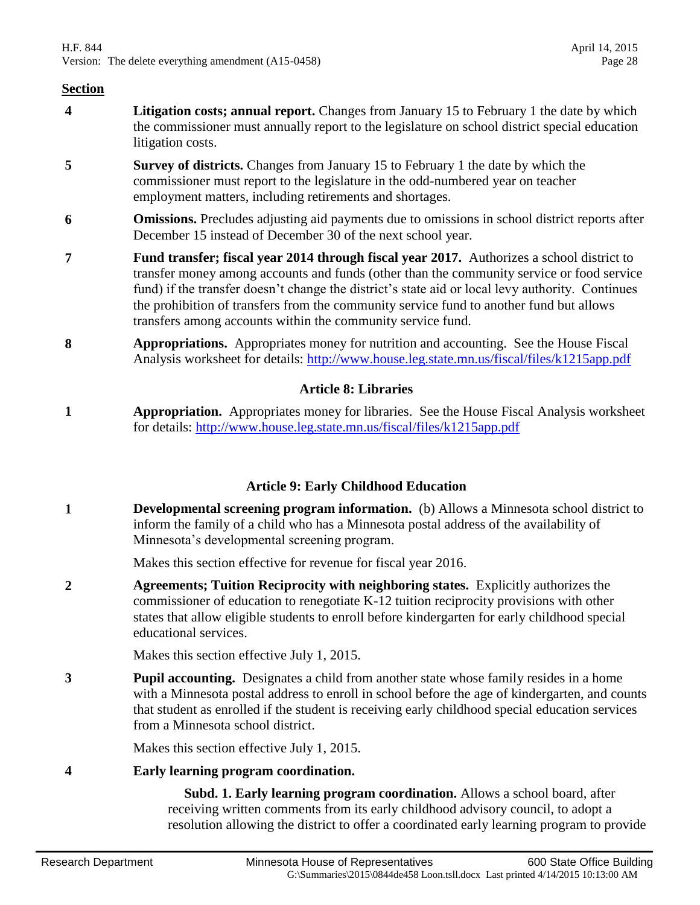**Section**

**4** **Litigation costs; annual report.** Changes from January 15 to February 1 the date by which the commissioner must annually report to the legislature on school district special education litigation costs.

**5** **Survey of districts.** Changes from January 15 to February 1 the date by which the commissioner must report to the legislature in the odd-numbered year on teacher employment matters, including retirements and shortages.

**6** **Omissions.** Precludes adjusting aid payments due to omissions in school district reports after December 15 instead of December 30 of the next school year.

**7** **Fund transfer; fiscal year 2014 through fiscal year 2017.** Authorizes a school district to transfer money among accounts and funds (other than the community service or food service fund) if the transfer doesn't change the district's state aid or local levy authority. Continues the prohibition of transfers from the community service fund to another fund but allows transfers among accounts within the community service fund.

**8** **Appropriations.** Appropriates money for nutrition and accounting. See the House Fiscal Analysis worksheet for details: http://www.house.leg.state.mn.us/fiscal/files/k1215app.pdf

## Article 8: Libraries

**1** **Appropriation.** Appropriates money for libraries. See the House Fiscal Analysis worksheet for details: http://www.house.leg.state.mn.us/fiscal/files/k1215app.pdf

## Article 9: Early Childhood Education

**1** **Developmental screening program information.** (b) Allows a Minnesota school district to inform the family of a child who has a Minnesota postal address of the availability of Minnesota's developmental screening program.

Makes this section effective for revenue for fiscal year 2016.

**2** **Agreements; Tuition Reciprocity with neighboring states.** Explicitly authorizes the commissioner of education to renegotiate K-12 tuition reciprocity provisions with other states that allow eligible students to enroll before kindergarten for early childhood special educational services.

Makes this section effective July 1, 2015.

**3** **Pupil accounting.** Designates a child from another state whose family resides in a home with a Minnesota postal address to enroll in school before the age of kindergarten, and counts that student as enrolled if the student is receiving early childhood special education services from a Minnesota school district.

Makes this section effective July 1, 2015.

**4** **Early learning program coordination.**

**Subd. 1. Early learning program coordination.** Allows a school board, after receiving written comments from its early childhood advisory council, to adopt a resolution allowing the district to offer a coordinated early learning program to provide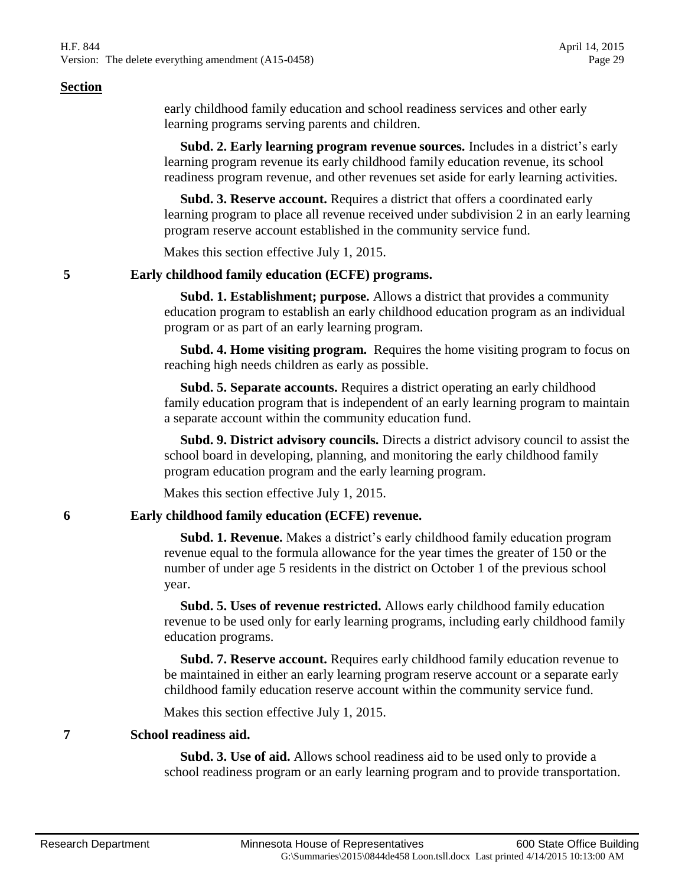**Section**

early childhood family education and school readiness services and other early learning programs serving parents and children.

**Subd. 2. Early learning program revenue sources.** Includes in a district's early learning program revenue its early childhood family education revenue, its school readiness program revenue, and other revenues set aside for early learning activities.

**Subd. 3. Reserve account.** Requires a district that offers a coordinated early learning program to place all revenue received under subdivision 2 in an early learning program reserve account established in the community service fund.

Makes this section effective July 1, 2015.

**5 Early childhood family education (ECFE) programs.**

**Subd. 1. Establishment; purpose.** Allows a district that provides a community education program to establish an early childhood education program as an individual program or as part of an early learning program.

**Subd. 4. Home visiting program.** Requires the home visiting program to focus on reaching high needs children as early as possible.

**Subd. 5. Separate accounts.** Requires a district operating an early childhood family education program that is independent of an early learning program to maintain a separate account within the community education fund.

**Subd. 9. District advisory councils.** Directs a district advisory council to assist the school board in developing, planning, and monitoring the early childhood family program education program and the early learning program.

Makes this section effective July 1, 2015.

**6 Early childhood family education (ECFE) revenue.**

**Subd. 1. Revenue.** Makes a district's early childhood family education program revenue equal to the formula allowance for the year times the greater of 150 or the number of under age 5 residents in the district on October 1 of the previous school year.

**Subd. 5. Uses of revenue restricted.** Allows early childhood family education revenue to be used only for early learning programs, including early childhood family education programs.

**Subd. 7. Reserve account.** Requires early childhood family education revenue to be maintained in either an early learning program reserve account or a separate early childhood family education reserve account within the community service fund.

Makes this section effective July 1, 2015.

**7 School readiness aid.**

**Subd. 3. Use of aid.** Allows school readiness aid to be used only to provide a school readiness program or an early learning program and to provide transportation.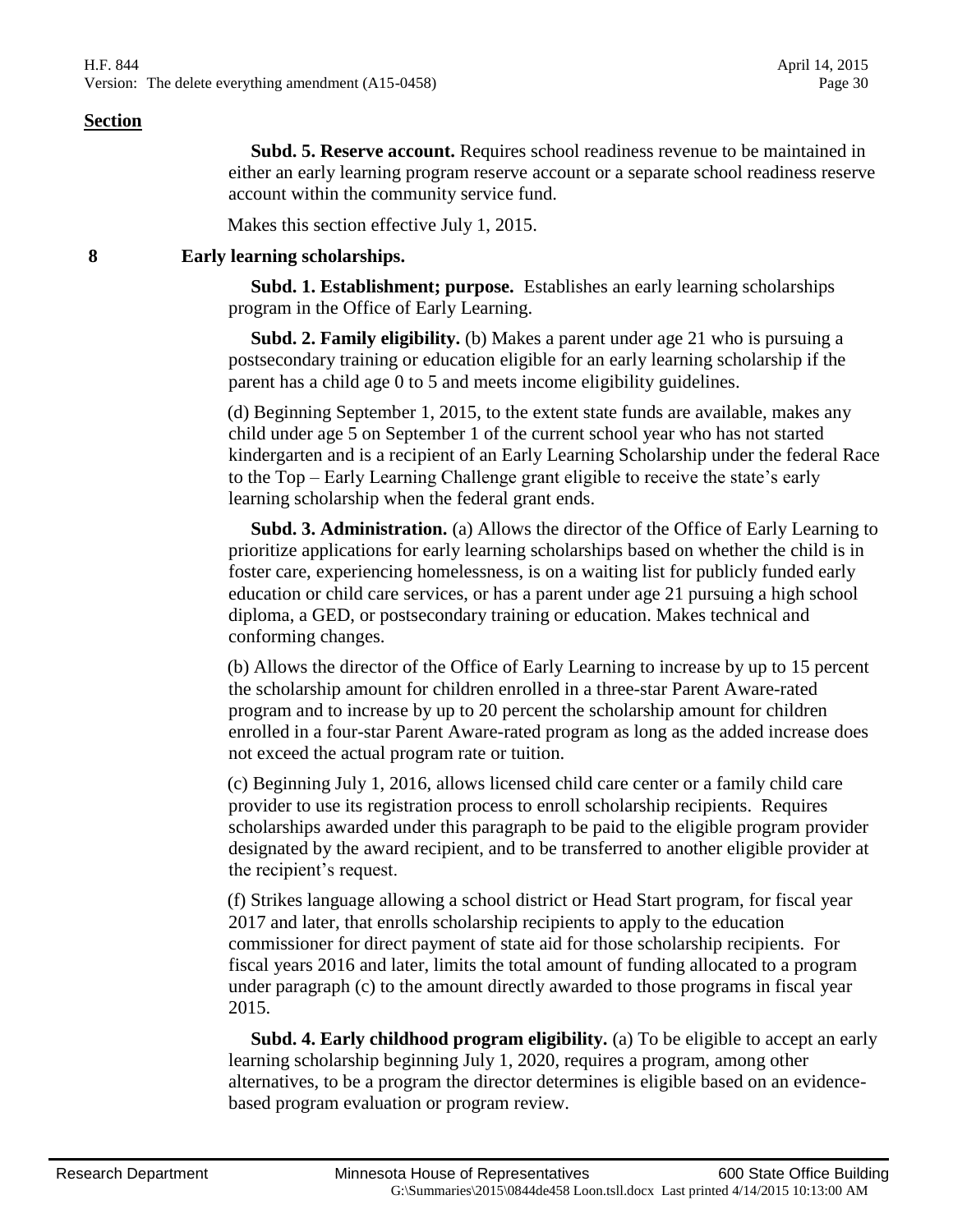**Section**

**Subd. 5. Reserve account.** Requires school readiness revenue to be maintained in either an early learning program reserve account or a separate school readiness reserve account within the community service fund.

Makes this section effective July 1, 2015.

**8 Early learning scholarships.**

**Subd. 1. Establishment; purpose.** Establishes an early learning scholarships program in the Office of Early Learning.

**Subd. 2. Family eligibility.** (b) Makes a parent under age 21 who is pursuing a postsecondary training or education eligible for an early learning scholarship if the parent has a child age 0 to 5 and meets income eligibility guidelines.

(d) Beginning September 1, 2015, to the extent state funds are available, makes any child under age 5 on September 1 of the current school year who has not started kindergarten and is a recipient of an Early Learning Scholarship under the federal Race to the Top – Early Learning Challenge grant eligible to receive the state's early learning scholarship when the federal grant ends.

**Subd. 3. Administration.** (a) Allows the director of the Office of Early Learning to prioritize applications for early learning scholarships based on whether the child is in foster care, experiencing homelessness, is on a waiting list for publicly funded early education or child care services, or has a parent under age 21 pursuing a high school diploma, a GED, or postsecondary training or education. Makes technical and conforming changes.

(b) Allows the director of the Office of Early Learning to increase by up to 15 percent the scholarship amount for children enrolled in a three-star Parent Aware-rated program and to increase by up to 20 percent the scholarship amount for children enrolled in a four-star Parent Aware-rated program as long as the added increase does not exceed the actual program rate or tuition.

(c) Beginning July 1, 2016, allows licensed child care center or a family child care provider to use its registration process to enroll scholarship recipients. Requires scholarships awarded under this paragraph to be paid to the eligible program provider designated by the award recipient, and to be transferred to another eligible provider at the recipient's request.

(f) Strikes language allowing a school district or Head Start program, for fiscal year 2017 and later, that enrolls scholarship recipients to apply to the education commissioner for direct payment of state aid for those scholarship recipients. For fiscal years 2016 and later, limits the total amount of funding allocated to a program under paragraph (c) to the amount directly awarded to those programs in fiscal year 2015.

**Subd. 4. Early childhood program eligibility.** (a) To be eligible to accept an early learning scholarship beginning July 1, 2020, requires a program, among other alternatives, to be a program the director determines is eligible based on an evidence-based program evaluation or program review.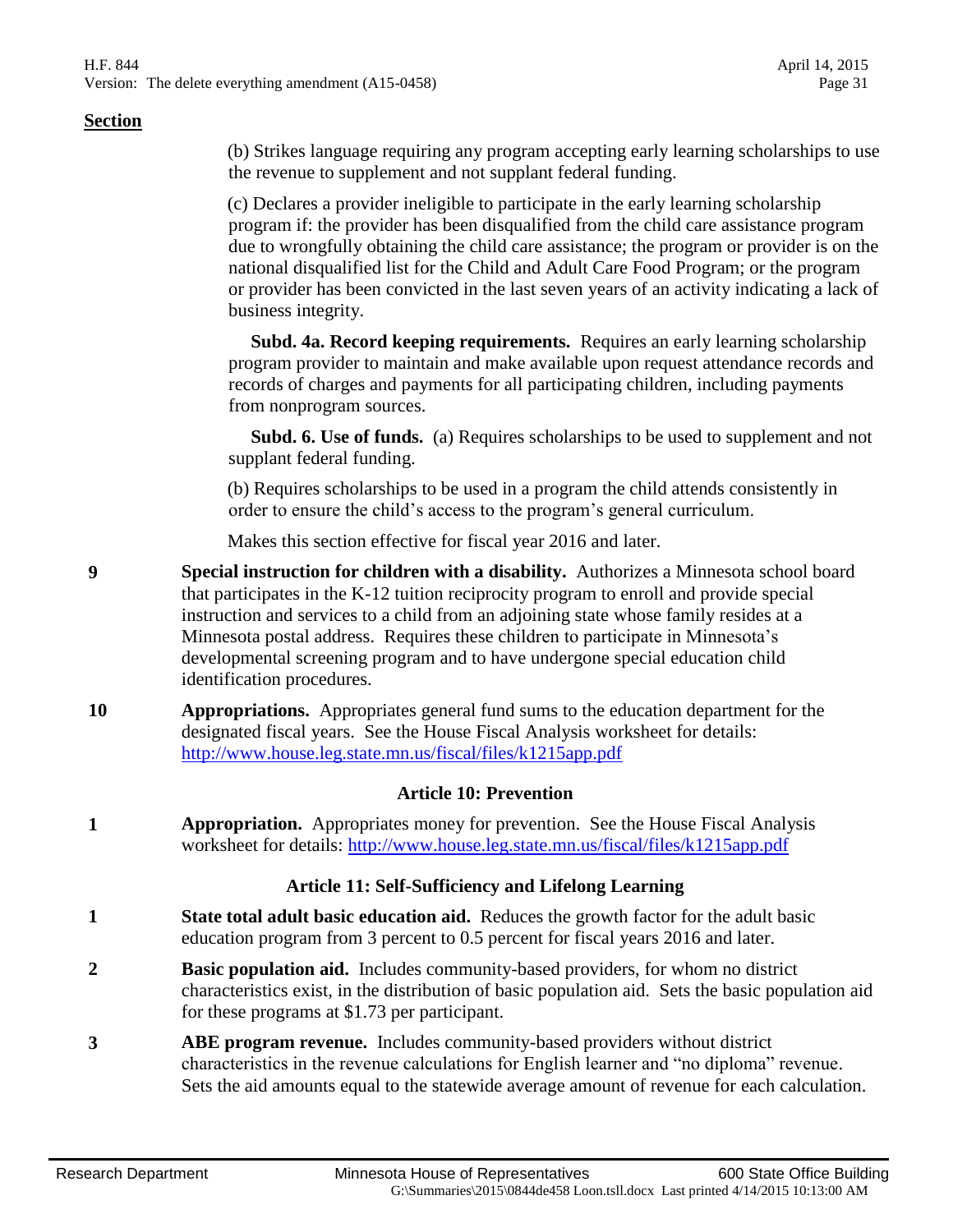**Section**

(b) Strikes language requiring any program accepting early learning scholarships to use the revenue to supplement and not supplant federal funding.

(c) Declares a provider ineligible to participate in the early learning scholarship program if: the provider has been disqualified from the child care assistance program due to wrongfully obtaining the child care assistance; the program or provider is on the national disqualified list for the Child and Adult Care Food Program; or the program or provider has been convicted in the last seven years of an activity indicating a lack of business integrity.

**Subd. 4a. Record keeping requirements.** Requires an early learning scholarship program provider to maintain and make available upon request attendance records and records of charges and payments for all participating children, including payments from nonprogram sources.

**Subd. 6. Use of funds.** (a) Requires scholarships to be used to supplement and not supplant federal funding.

(b) Requires scholarships to be used in a program the child attends consistently in order to ensure the child's access to the program's general curriculum.

Makes this section effective for fiscal year 2016 and later.

**9** **Special instruction for children with a disability.** Authorizes a Minnesota school board that participates in the K-12 tuition reciprocity program to enroll and provide special instruction and services to a child from an adjoining state whose family resides at a Minnesota postal address. Requires these children to participate in Minnesota's developmental screening program and to have undergone special education child identification procedures.

**10** **Appropriations.** Appropriates general fund sums to the education department for the designated fiscal years. See the House Fiscal Analysis worksheet for details: [http://www.house.leg.state.mn.us/fiscal/files/k1215app.pdf](http://www.house.leg.state.mn.us/fiscal/files/k1215app.pdf)

## Article 10: Prevention

**1** **Appropriation.** Appropriates money for prevention. See the House Fiscal Analysis worksheet for details: [http://www.house.leg.state.mn.us/fiscal/files/k1215app.pdf](http://www.house.leg.state.mn.us/fiscal/files/k1215app.pdf)

## Article 11: Self-Sufficiency and Lifelong Learning

**1** **State total adult basic education aid.** Reduces the growth factor for the adult basic education program from 3 percent to 0.5 percent for fiscal years 2016 and later.

**2** **Basic population aid.** Includes community-based providers, for whom no district characteristics exist, in the distribution of basic population aid. Sets the basic population aid for these programs at $1.73 per participant.

**3** **ABE program revenue.** Includes community-based providers without district characteristics in the revenue calculations for English learner and "no diploma" revenue. Sets the aid amounts equal to the statewide average amount of revenue for each calculation.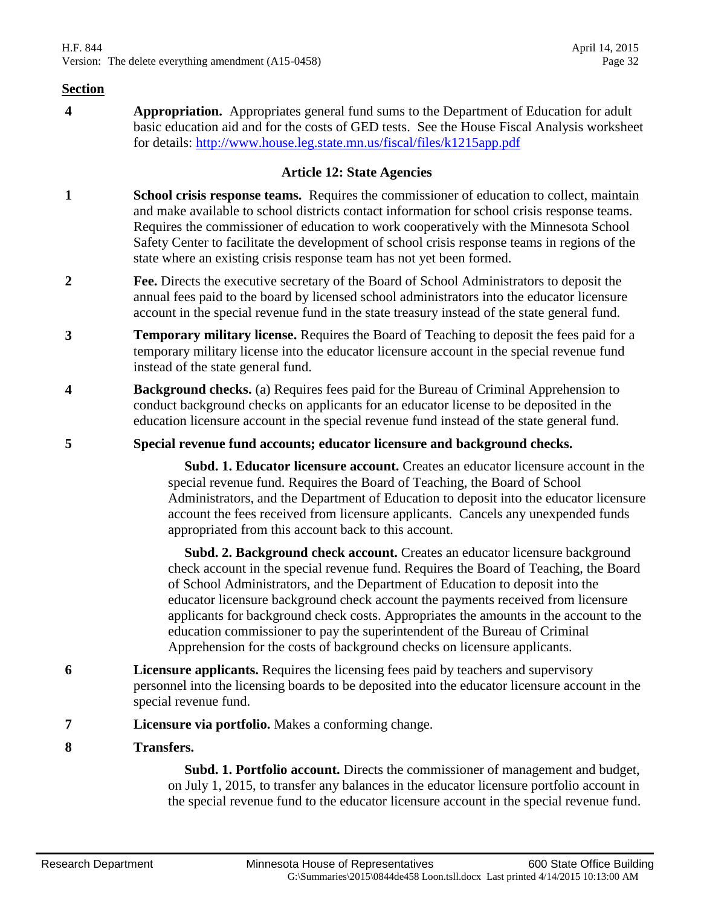**Section**

**4** **Appropriation.** Appropriates general fund sums to the Department of Education for adult basic education aid and for the costs of GED tests. See the House Fiscal Analysis worksheet for details: [http://www.house.leg.state.mn.us/fiscal/files/k1215app.pdf](http://www.house.leg.state.mn.us/fiscal/files/k1215app.pdf)

### Article 12: State Agencies

**1** **School crisis response teams.** Requires the commissioner of education to collect, maintain and make available to school districts contact information for school crisis response teams. Requires the commissioner of education to work cooperatively with the Minnesota School Safety Center to facilitate the development of school crisis response teams in regions of the state where an existing crisis response team has not yet been formed.

**2** **Fee.** Directs the executive secretary of the Board of School Administrators to deposit the annual fees paid to the board by licensed school administrators into the educator licensure account in the special revenue fund in the state treasury instead of the state general fund.

**3** **Temporary military license.** Requires the Board of Teaching to deposit the fees paid for a temporary military license into the educator licensure account in the special revenue fund instead of the state general fund.

**4** **Background checks.** (a) Requires fees paid for the Bureau of Criminal Apprehension to conduct background checks on applicants for an educator license to be deposited in the education licensure account in the special revenue fund instead of the state general fund.

**5** **Special revenue fund accounts; educator licensure and background checks.**

**Subd. 1. Educator licensure account.** Creates an educator licensure account in the special revenue fund. Requires the Board of Teaching, the Board of School Administrators, and the Department of Education to deposit into the educator licensure account the fees received from licensure applicants. Cancels any unexpended funds appropriated from this account back to this account.

**Subd. 2. Background check account.** Creates an educator licensure background check account in the special revenue fund. Requires the Board of Teaching, the Board of School Administrators, and the Department of Education to deposit into the educator licensure background check account the payments received from licensure applicants for background check costs. Appropriates the amounts in the account to the education commissioner to pay the superintendent of the Bureau of Criminal Apprehension for the costs of background checks on licensure applicants.

**6** **Licensure applicants.** Requires the licensing fees paid by teachers and supervisory personnel into the licensing boards to be deposited into the educator licensure account in the special revenue fund.

**7** **Licensure via portfolio.** Makes a conforming change.

**8** **Transfers.**

**Subd. 1. Portfolio account.** Directs the commissioner of management and budget, on July 1, 2015, to transfer any balances in the educator licensure portfolio account in the special revenue fund to the educator licensure account in the special revenue fund.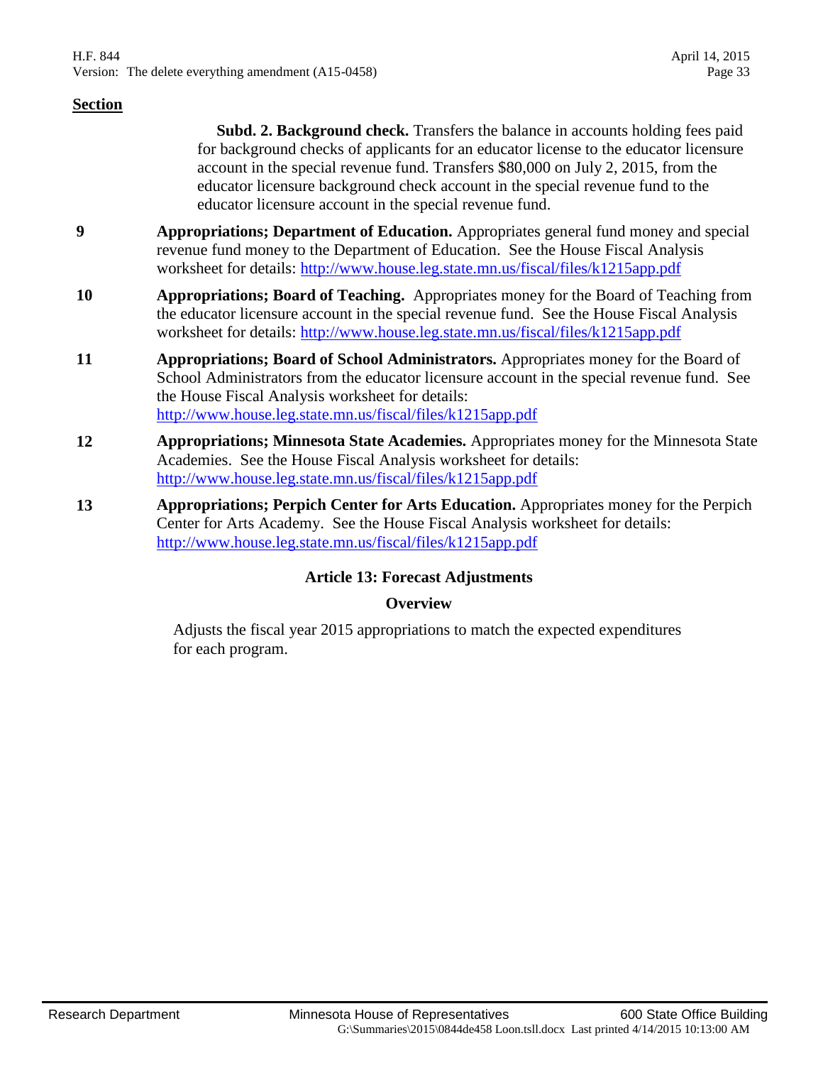**Section**

**Subd. 2. Background check.** Transfers the balance in accounts holding fees paid for background checks of applicants for an educator license to the educator licensure account in the special revenue fund. Transfers $80,000 on July 2, 2015, from the educator licensure background check account in the special revenue fund to the educator licensure account in the special revenue fund.

**9** **Appropriations; Department of Education.** Appropriates general fund money and special revenue fund money to the Department of Education. See the House Fiscal Analysis worksheet for details: http://www.house.leg.state.mn.us/fiscal/files/k1215app.pdf

**10** **Appropriations; Board of Teaching.** Appropriates money for the Board of Teaching from the educator licensure account in the special revenue fund. See the House Fiscal Analysis worksheet for details: http://www.house.leg.state.mn.us/fiscal/files/k1215app.pdf

**11** **Appropriations; Board of School Administrators.** Appropriates money for the Board of School Administrators from the educator licensure account in the special revenue fund. See the House Fiscal Analysis worksheet for details: http://www.house.leg.state.mn.us/fiscal/files/k1215app.pdf

**12** **Appropriations; Minnesota State Academies.** Appropriates money for the Minnesota State Academies. See the House Fiscal Analysis worksheet for details: http://www.house.leg.state.mn.us/fiscal/files/k1215app.pdf

**13** **Appropriations; Perpich Center for Arts Education.** Appropriates money for the Perpich Center for Arts Academy. See the House Fiscal Analysis worksheet for details: http://www.house.leg.state.mn.us/fiscal/files/k1215app.pdf

## Article 13: Forecast Adjustments

### Overview

Adjusts the fiscal year 2015 appropriations to match the expected expenditures for each program.